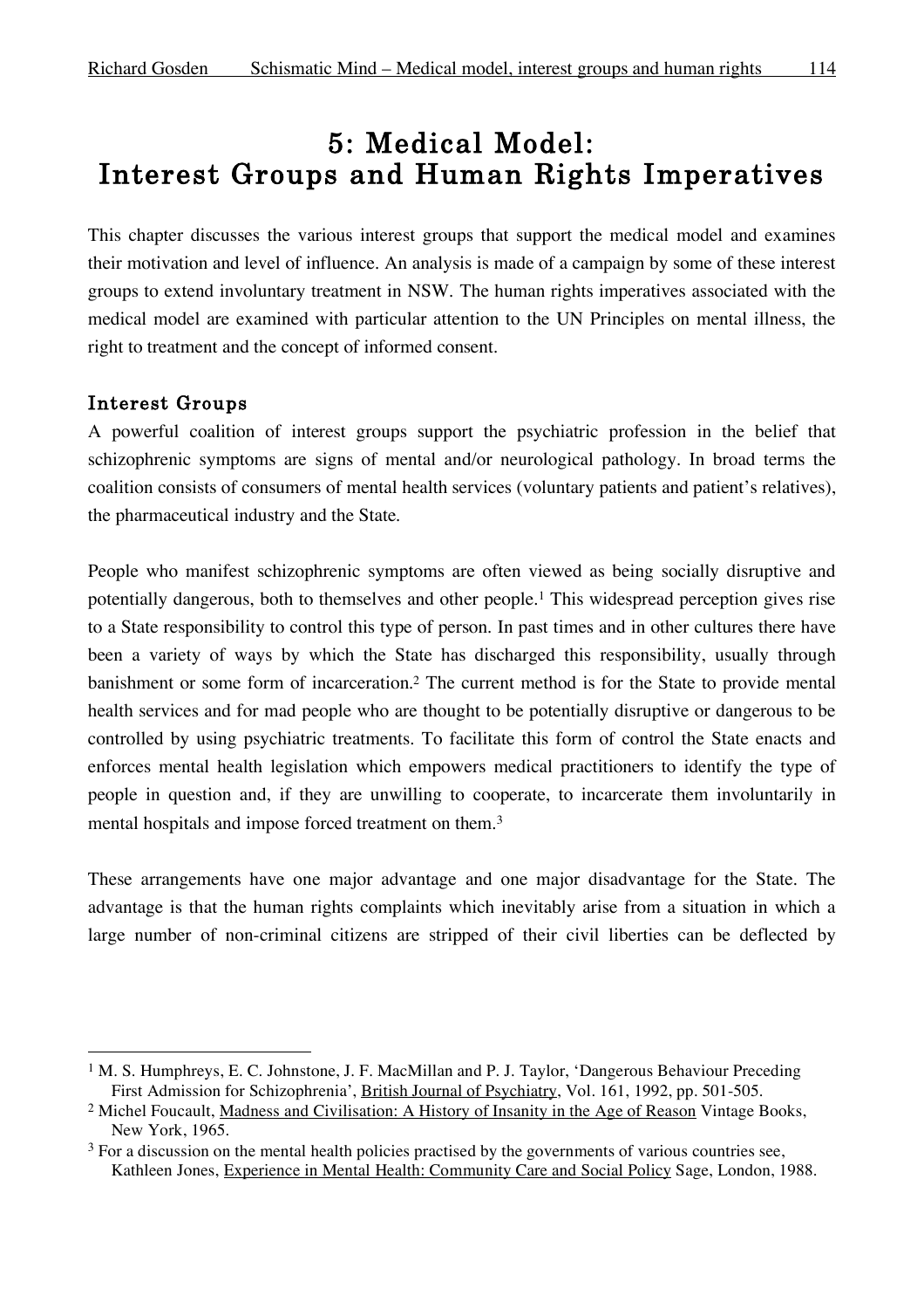# 5: Medical Model: Interest Groups and Human Rights Imperatives

This chapter discusses the various interest groups that support the medical model and examines their motivation and level of influence. An analysis is made of a campaign by some of these interest groups to extend involuntary treatment in NSW. The human rights imperatives associated with the medical model are examined with particular attention to the UN Principles on mental illness, the right to treatment and the concept of informed consent.

## Interest Groups

A powerful coalition of interest groups support the psychiatric profession in the belief that schizophrenic symptoms are signs of mental and/or neurological pathology. In broad terms the coalition consists of consumers of mental health services (voluntary patients and patient's relatives), the pharmaceutical industry and the State.

People who manifest schizophrenic symptoms are often viewed as being socially disruptive and potentially dangerous, both to themselves and other people.[1] This widespread perception gives rise to a State responsibility to control this type of person. In past times and in other cultures there have been a variety of ways by which the State has discharged this responsibility, usually through banishment or some form of incarceration.[2] The current method is for the State to provide mental health services and for mad people who are thought to be potentially disruptive or dangerous to be controlled by using psychiatric treatments. To facilitate this form of control the State enacts and enforces mental health legislation which empowers medical practitioners to identify the type of people in question and, if they are unwilling to cooperate, to incarcerate them involuntarily in mental hospitals and impose forced treatment on them.[3]

These arrangements have one major advantage and one major disadvantage for the State. The advantage is that the human rights complaints which inevitably arise from a situation in which a large number of non-criminal citizens are stripped of their civil liberties can be deflected by

---

[1] M. S. Humphreys, E. C. Johnstone, J. F. MacMillan and P. J. Taylor, 'Dangerous Behaviour Preceding First Admission for Schizophrenia', British Journal of Psychiatry, Vol. 161, 1992, pp. 501-505.

[2] Michel Foucault, Madness and Civilisation: A History of Insanity in the Age of Reason Vintage Books, New York, 1965.

[3] For a discussion on the mental health policies practised by the governments of various countries see, Kathleen Jones, Experience in Mental Health: Community Care and Social Policy Sage, London, 1988.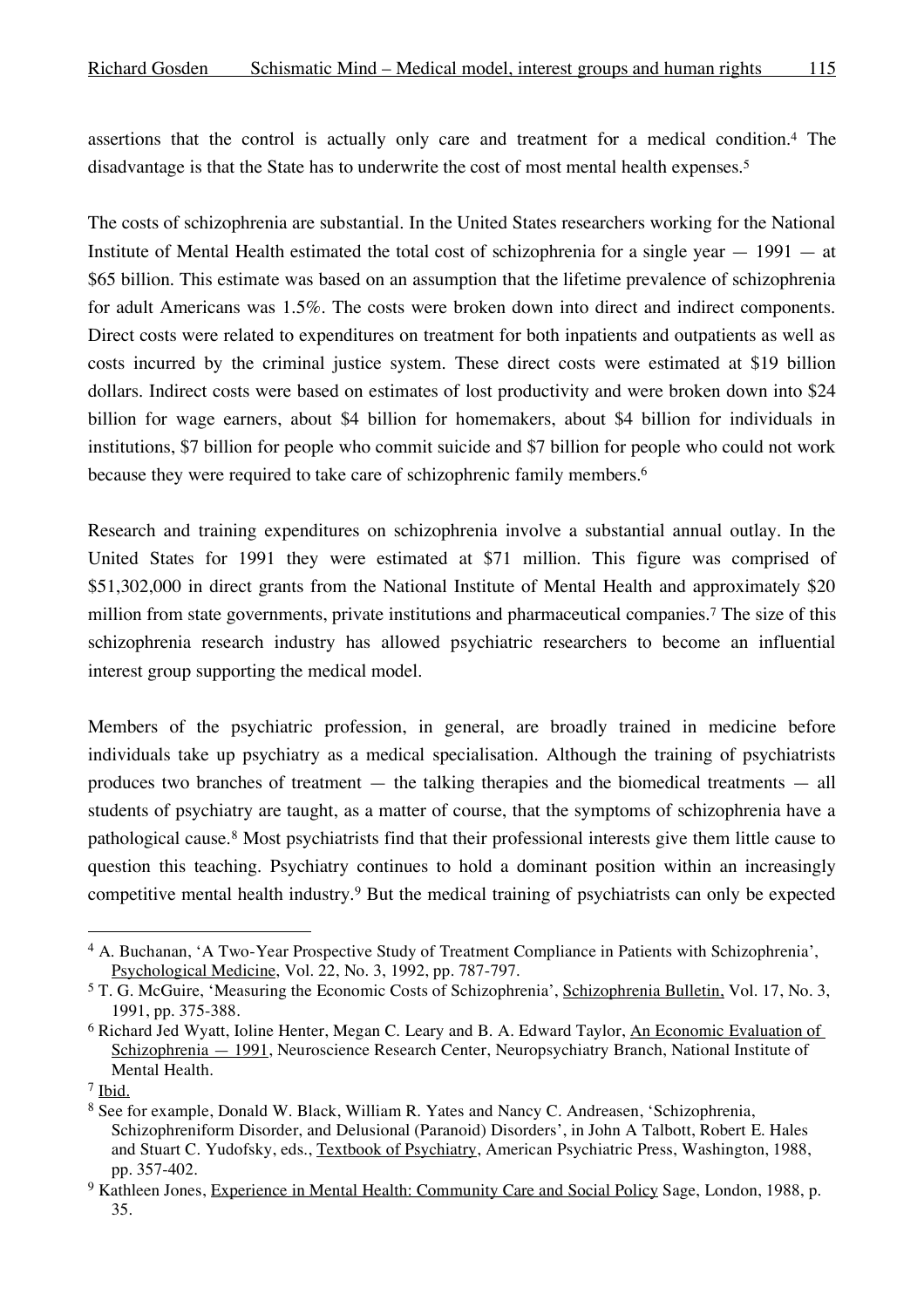assertions that the control is actually only care and treatment for a medical condition.[4] The disadvantage is that the State has to underwrite the cost of most mental health expenses.[5]

The costs of schizophrenia are substantial. In the United States researchers working for the National Institute of Mental Health estimated the total cost of schizophrenia for a single year — 1991 — at $65 billion. This estimate was based on an assumption that the lifetime prevalence of schizophrenia for adult Americans was 1.5%. The costs were broken down into direct and indirect components. Direct costs were related to expenditures on treatment for both inpatients and outpatients as well as costs incurred by the criminal justice system. These direct costs were estimated at $19 billion dollars. Indirect costs were based on estimates of lost productivity and were broken down into $24 billion for wage earners, about $4 billion for homemakers, about $4 billion for individuals in institutions, $7 billion for people who commit suicide and $7 billion for people who could not work because they were required to take care of schizophrenic family members.[6]

Research and training expenditures on schizophrenia involve a substantial annual outlay. In the United States for 1991 they were estimated at $71 million. This figure was comprised of $51,302,000 in direct grants from the National Institute of Mental Health and approximately $20 million from state governments, private institutions and pharmaceutical companies.[7] The size of this schizophrenia research industry has allowed psychiatric researchers to become an influential interest group supporting the medical model.

Members of the psychiatric profession, in general, are broadly trained in medicine before individuals take up psychiatry as a medical specialisation. Although the training of psychiatrists produces two branches of treatment — the talking therapies and the biomedical treatments — all students of psychiatry are taught, as a matter of course, that the symptoms of schizophrenia have a pathological cause.[8] Most psychiatrists find that their professional interests give them little cause to question this teaching. Psychiatry continues to hold a dominant position within an increasingly competitive mental health industry.[9] But the medical training of psychiatrists can only be expected

---

[4] A. Buchanan, 'A Two-Year Prospective Study of Treatment Compliance in Patients with Schizophrenia', Psychological Medicine, Vol. 22, No. 3, 1992, pp. 787-797.

[5] T. G. McGuire, 'Measuring the Economic Costs of Schizophrenia', Schizophrenia Bulletin, Vol. 17, No. 3, 1991, pp. 375-388.

[6] Richard Jed Wyatt, Ioline Henter, Megan C. Leary and B. A. Edward Taylor, An Economic Evaluation of Schizophrenia — 1991, Neuroscience Research Center, Neuropsychiatry Branch, National Institute of Mental Health.

[7] Ibid.

[8] See for example, Donald W. Black, William R. Yates and Nancy C. Andreasen, 'Schizophrenia, Schizophreniform Disorder, and Delusional (Paranoid) Disorders', in John A Talbott, Robert E. Hales and Stuart C. Yudofsky, eds., Textbook of Psychiatry, American Psychiatric Press, Washington, 1988, pp. 357-402.

[9] Kathleen Jones, Experience in Mental Health: Community Care and Social Policy Sage, London, 1988, p. 35.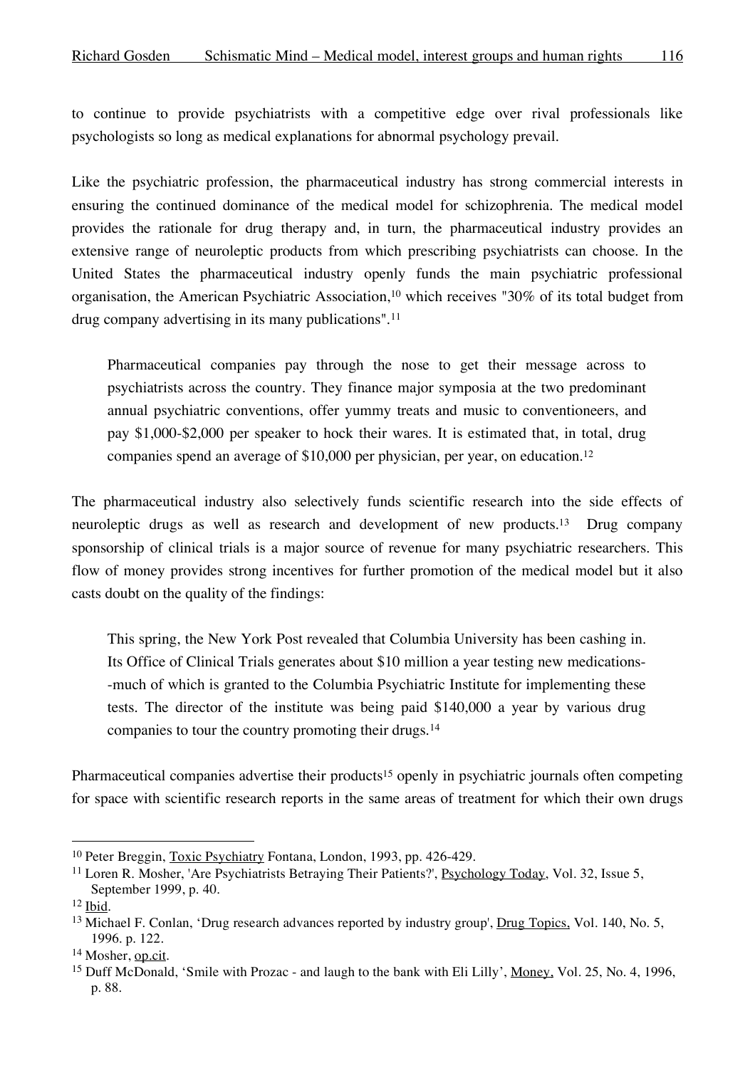to continue to provide psychiatrists with a competitive edge over rival professionals like psychologists so long as medical explanations for abnormal psychology prevail.

Like the psychiatric profession, the pharmaceutical industry has strong commercial interests in ensuring the continued dominance of the medical model for schizophrenia. The medical model provides the rationale for drug therapy and, in turn, the pharmaceutical industry provides an extensive range of neuroleptic products from which prescribing psychiatrists can choose. In the United States the pharmaceutical industry openly funds the main psychiatric professional organisation, the American Psychiatric Association,[10] which receives "30% of its total budget from drug company advertising in its many publications".[11]

> Pharmaceutical companies pay through the nose to get their message across to psychiatrists across the country. They finance major symposia at the two predominant annual psychiatric conventions, offer yummy treats and music to conventioneers, and pay $1,000-$2,000 per speaker to hock their wares. It is estimated that, in total, drug companies spend an average of $10,000 per physician, per year, on education.[12]

The pharmaceutical industry also selectively funds scientific research into the side effects of neuroleptic drugs as well as research and development of new products.[13] Drug company sponsorship of clinical trials is a major source of revenue for many psychiatric researchers. This flow of money provides strong incentives for further promotion of the medical model but it also casts doubt on the quality of the findings:

> This spring, the New York Post revealed that Columbia University has been cashing in. Its Office of Clinical Trials generates about $10 million a year testing new medications--much of which is granted to the Columbia Psychiatric Institute for implementing these tests. The director of the institute was being paid $140,000 a year by various drug companies to tour the country promoting their drugs.[14]

Pharmaceutical companies advertise their products[15] openly in psychiatric journals often competing for space with scientific research reports in the same areas of treatment for which their own drugs

---

[10] Peter Breggin, Toxic Psychiatry Fontana, London, 1993, pp. 426-429.

[11] Loren R. Mosher, 'Are Psychiatrists Betraying Their Patients?', Psychology Today, Vol. 32, Issue 5, September 1999, p. 40.

[12] Ibid.

[13] Michael F. Conlan, 'Drug research advances reported by industry group', Drug Topics, Vol. 140, No. 5, 1996. p. 122.

[14] Mosher, op.cit.

[15] Duff McDonald, 'Smile with Prozac - and laugh to the bank with Eli Lilly', Money, Vol. 25, No. 4, 1996, p. 88.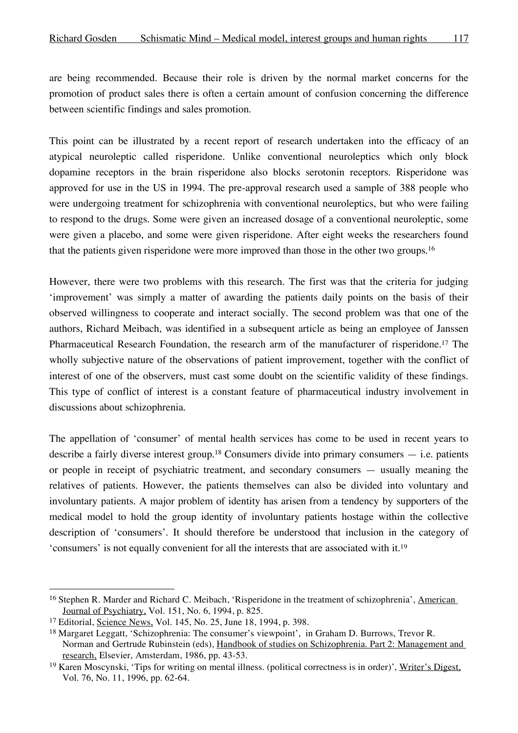are being recommended. Because their role is driven by the normal market concerns for the promotion of product sales there is often a certain amount of confusion concerning the difference between scientific findings and sales promotion.

This point can be illustrated by a recent report of research undertaken into the efficacy of an atypical neuroleptic called risperidone. Unlike conventional neuroleptics which only block dopamine receptors in the brain risperidone also blocks serotonin receptors. Risperidone was approved for use in the US in 1994. The pre-approval research used a sample of 388 people who were undergoing treatment for schizophrenia with conventional neuroleptics, but who were failing to respond to the drugs. Some were given an increased dosage of a conventional neuroleptic, some were given a placebo, and some were given risperidone. After eight weeks the researchers found that the patients given risperidone were more improved than those in the other two groups.[16]

However, there were two problems with this research. The first was that the criteria for judging 'improvement' was simply a matter of awarding the patients daily points on the basis of their observed willingness to cooperate and interact socially. The second problem was that one of the authors, Richard Meibach, was identified in a subsequent article as being an employee of Janssen Pharmaceutical Research Foundation, the research arm of the manufacturer of risperidone.[17] The wholly subjective nature of the observations of patient improvement, together with the conflict of interest of one of the observers, must cast some doubt on the scientific validity of these findings. This type of conflict of interest is a constant feature of pharmaceutical industry involvement in discussions about schizophrenia.

The appellation of 'consumer' of mental health services has come to be used in recent years to describe a fairly diverse interest group.[18] Consumers divide into primary consumers — i.e. patients or people in receipt of psychiatric treatment, and secondary consumers — usually meaning the relatives of patients. However, the patients themselves can also be divided into voluntary and involuntary patients. A major problem of identity has arisen from a tendency by supporters of the medical model to hold the group identity of involuntary patients hostage within the collective description of 'consumers'. It should therefore be understood that inclusion in the category of 'consumers' is not equally convenient for all the interests that are associated with it.[19]

---

[16] Stephen R. Marder and Richard C. Meibach, 'Risperidone in the treatment of schizophrenia', American Journal of Psychiatry, Vol. 151, No. 6, 1994, p. 825.

[17] Editorial, Science News, Vol. 145, No. 25, June 18, 1994, p. 398.

[18] Margaret Leggatt, 'Schizophrenia: The consumer's viewpoint', in Graham D. Burrows, Trevor R. Norman and Gertrude Rubinstein (eds), Handbook of studies on Schizophrenia. Part 2: Management and research, Elsevier, Amsterdam, 1986, pp. 43-53.

[19] Karen Moscynski, 'Tips for writing on mental illness. (political correctness is in order)', Writer's Digest, Vol. 76, No. 11, 1996, pp. 62-64.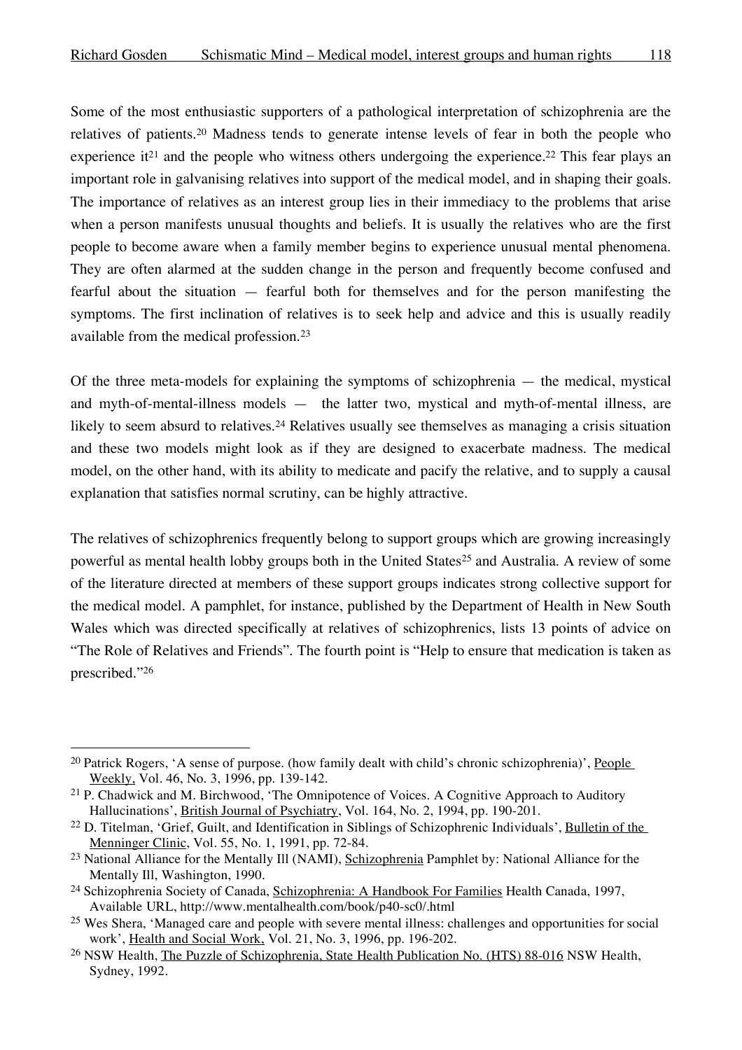Some of the most enthusiastic supporters of a pathological interpretation of schizophrenia are the relatives of patients.[20] Madness tends to generate intense levels of fear in both the people who experience it[21] and the people who witness others undergoing the experience.[22] This fear plays an important role in galvanising relatives into support of the medical model, and in shaping their goals. The importance of relatives as an interest group lies in their immediacy to the problems that arise when a person manifests unusual thoughts and beliefs. It is usually the relatives who are the first people to become aware when a family member begins to experience unusual mental phenomena. They are often alarmed at the sudden change in the person and frequently become confused and fearful about the situation — fearful both for themselves and for the person manifesting the symptoms. The first inclination of relatives is to seek help and advice and this is usually readily available from the medical profession.[23]

Of the three meta-models for explaining the symptoms of schizophrenia — the medical, mystical and myth-of-mental-illness models — the latter two, mystical and myth-of-mental illness, are likely to seem absurd to relatives.[24] Relatives usually see themselves as managing a crisis situation and these two models might look as if they are designed to exacerbate madness. The medical model, on the other hand, with its ability to medicate and pacify the relative, and to supply a causal explanation that satisfies normal scrutiny, can be highly attractive.

The relatives of schizophrenics frequently belong to support groups which are growing increasingly powerful as mental health lobby groups both in the United States[25] and Australia. A review of some of the literature directed at members of these support groups indicates strong collective support for the medical model. A pamphlet, for instance, published by the Department of Health in New South Wales which was directed specifically at relatives of schizophrenics, lists 13 points of advice on "The Role of Relatives and Friends". The fourth point is "Help to ensure that medication is taken as prescribed."[26]

---

[20] Patrick Rogers, 'A sense of purpose. (how family dealt with child's chronic schizophrenia)', People Weekly, Vol. 46, No. 3, 1996, pp. 139-142.

[21] P. Chadwick and M. Birchwood, 'The Omnipotence of Voices. A Cognitive Approach to Auditory Hallucinations', British Journal of Psychiatry, Vol. 164, No. 2, 1994, pp. 190-201.

[22] D. Titelman, 'Grief, Guilt, and Identification in Siblings of Schizophrenic Individuals', Bulletin of the Menninger Clinic, Vol. 55, No. 1, 1991, pp. 72-84.

[23] National Alliance for the Mentally Ill (NAMI), Schizophrenia Pamphlet by: National Alliance for the Mentally Ill, Washington, 1990.

[24] Schizophrenia Society of Canada, Schizophrenia: A Handbook For Families Health Canada, 1997, Available URL, http://www.mentalhealth.com/book/p40-sc0/.html

[25] Wes Shera, 'Managed care and people with severe mental illness: challenges and opportunities for social work', Health and Social Work, Vol. 21, No. 3, 1996, pp. 196-202.

[26] NSW Health, The Puzzle of Schizophrenia, State Health Publication No. (HTS) 88-016 NSW Health, Sydney, 1992.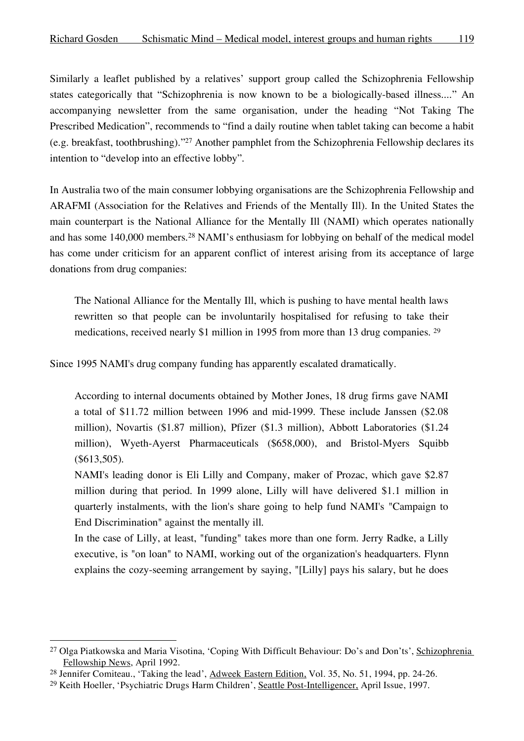Similarly a leaflet published by a relatives' support group called the Schizophrenia Fellowship states categorically that "Schizophrenia is now known to be a biologically-based illness...." An accompanying newsletter from the same organisation, under the heading "Not Taking The Prescribed Medication", recommends to "find a daily routine when tablet taking can become a habit (e.g. breakfast, toothbrushing)."[27] Another pamphlet from the Schizophrenia Fellowship declares its intention to "develop into an effective lobby".

In Australia two of the main consumer lobbying organisations are the Schizophrenia Fellowship and ARAFMI (Association for the Relatives and Friends of the Mentally Ill). In the United States the main counterpart is the National Alliance for the Mentally Ill (NAMI) which operates nationally and has some 140,000 members.[28] NAMI's enthusiasm for lobbying on behalf of the medical model has come under criticism for an apparent conflict of interest arising from its acceptance of large donations from drug companies:

> The National Alliance for the Mentally Ill, which is pushing to have mental health laws rewritten so that people can be involuntarily hospitalised for refusing to take their medications, received nearly $1 million in 1995 from more than 13 drug companies. [29]

Since 1995 NAMI's drug company funding has apparently escalated dramatically.

> According to internal documents obtained by Mother Jones, 18 drug firms gave NAMI a total of $11.72 million between 1996 and mid-1999. These include Janssen ($2.08 million), Novartis ($1.87 million), Pfizer ($1.3 million), Abbott Laboratories ($1.24 million), Wyeth-Ayerst Pharmaceuticals ($658,000), and Bristol-Myers Squibb ($613,505).
>
> NAMI's leading donor is Eli Lilly and Company, maker of Prozac, which gave $2.87 million during that period. In 1999 alone, Lilly will have delivered $1.1 million in quarterly instalments, with the lion's share going to help fund NAMI's "Campaign to End Discrimination" against the mentally ill.
>
> In the case of Lilly, at least, "funding" takes more than one form. Jerry Radke, a Lilly executive, is "on loan" to NAMI, working out of the organization's headquarters. Flynn explains the cozy-seeming arrangement by saying, "[Lilly] pays his salary, but he does

---

[27] Olga Piatkowska and Maria Visotina, 'Coping With Difficult Behaviour: Do's and Don'ts', Schizophrenia Fellowship News, April 1992.

[28] Jennifer Comiteau., 'Taking the lead', Adweek Eastern Edition, Vol. 35, No. 51, 1994, pp. 24-26.

[29] Keith Hoeller, 'Psychiatric Drugs Harm Children', Seattle Post-Intelligencer, April Issue, 1997.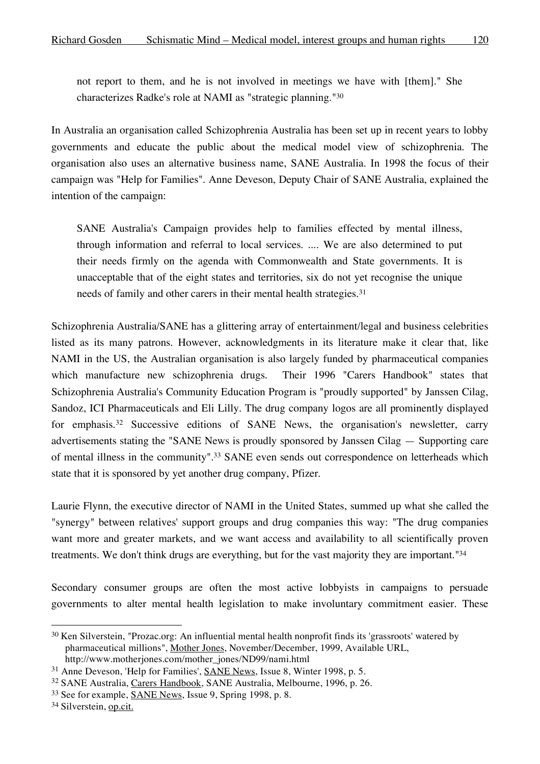> not report to them, and he is not involved in meetings we have with [them]." She characterizes Radke's role at NAMI as "strategic planning."[30]

In Australia an organisation called Schizophrenia Australia has been set up in recent years to lobby governments and educate the public about the medical model view of schizophrenia. The organisation also uses an alternative business name, SANE Australia. In 1998 the focus of their campaign was "Help for Families". Anne Deveson, Deputy Chair of SANE Australia, explained the intention of the campaign:

> SANE Australia's Campaign provides help to families effected by mental illness, through information and referral to local services. .... We are also determined to put their needs firmly on the agenda with Commonwealth and State governments. It is unacceptable that of the eight states and territories, six do not yet recognise the unique needs of family and other carers in their mental health strategies.[31]

Schizophrenia Australia/SANE has a glittering array of entertainment/legal and business celebrities listed as its many patrons. However, acknowledgments in its literature make it clear that, like NAMI in the US, the Australian organisation is also largely funded by pharmaceutical companies which manufacture new schizophrenia drugs. Their 1996 "Carers Handbook" states that Schizophrenia Australia's Community Education Program is "proudly supported" by Janssen Cilag, Sandoz, ICI Pharmaceuticals and Eli Lilly. The drug company logos are all prominently displayed for emphasis.[32] Successive editions of SANE News, the organisation's newsletter, carry advertisements stating the "SANE News is proudly sponsored by Janssen Cilag — Supporting care of mental illness in the community".[33] SANE even sends out correspondence on letterheads which state that it is sponsored by yet another drug company, Pfizer.

Laurie Flynn, the executive director of NAMI in the United States, summed up what she called the "synergy" between relatives' support groups and drug companies this way: "The drug companies want more and greater markets, and we want access and availability to all scientifically proven treatments. We don't think drugs are everything, but for the vast majority they are important."[34]

Secondary consumer groups are often the most active lobbyists in campaigns to persuade governments to alter mental health legislation to make involuntary commitment easier. These

---

[30] Ken Silverstein, "Prozac.org: An influential mental health nonprofit finds its 'grassroots' watered by pharmaceutical millions", Mother Jones, November/December, 1999, Available URL, http://www.motherjones.com/mother_jones/ND99/nami.html

[31] Anne Deveson, 'Help for Families', SANE News, Issue 8, Winter 1998, p. 5.

[32] SANE Australia, Carers Handbook, SANE Australia, Melbourne, 1996, p. 26.

[33] See for example, SANE News, Issue 9, Spring 1998, p. 8.

[34] Silverstein, op.cit.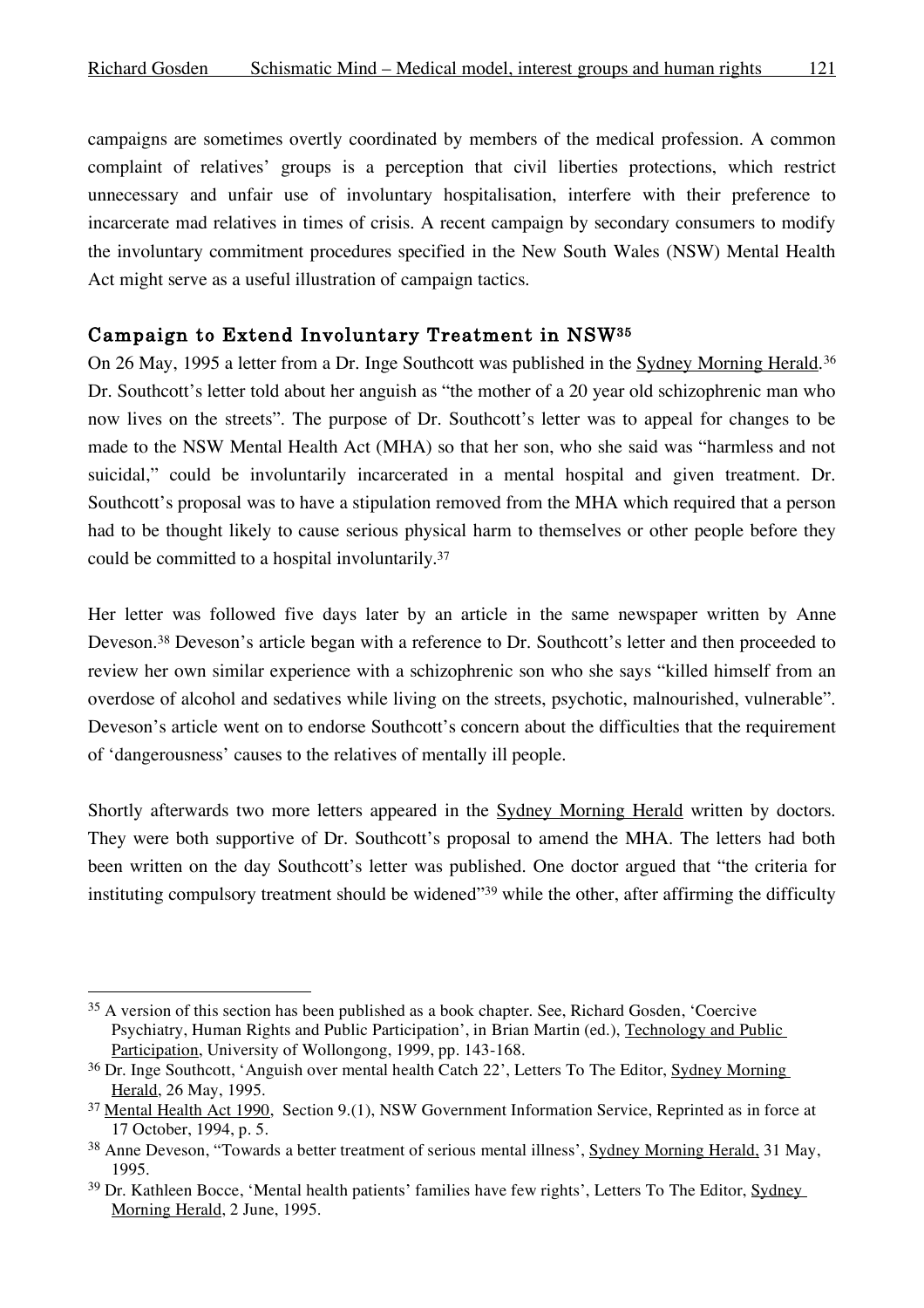campaigns are sometimes overtly coordinated by members of the medical profession. A common complaint of relatives' groups is a perception that civil liberties protections, which restrict unnecessary and unfair use of involuntary hospitalisation, interfere with their preference to incarcerate mad relatives in times of crisis. A recent campaign by secondary consumers to modify the involuntary commitment procedures specified in the New South Wales (NSW) Mental Health Act might serve as a useful illustration of campaign tactics.

## Campaign to Extend Involuntary Treatment in NSW[35]

On 26 May, 1995 a letter from a Dr. Inge Southcott was published in the Sydney Morning Herald.[36] Dr. Southcott's letter told about her anguish as "the mother of a 20 year old schizophrenic man who now lives on the streets". The purpose of Dr. Southcott's letter was to appeal for changes to be made to the NSW Mental Health Act (MHA) so that her son, who she said was "harmless and not suicidal," could be involuntarily incarcerated in a mental hospital and given treatment. Dr. Southcott's proposal was to have a stipulation removed from the MHA which required that a person had to be thought likely to cause serious physical harm to themselves or other people before they could be committed to a hospital involuntarily.[37]

Her letter was followed five days later by an article in the same newspaper written by Anne Deveson.[38] Deveson's article began with a reference to Dr. Southcott's letter and then proceeded to review her own similar experience with a schizophrenic son who she says "killed himself from an overdose of alcohol and sedatives while living on the streets, psychotic, malnourished, vulnerable". Deveson's article went on to endorse Southcott's concern about the difficulties that the requirement of 'dangerousness' causes to the relatives of mentally ill people.

Shortly afterwards two more letters appeared in the Sydney Morning Herald written by doctors. They were both supportive of Dr. Southcott's proposal to amend the MHA. The letters had both been written on the day Southcott's letter was published. One doctor argued that "the criteria for instituting compulsory treatment should be widened"[39] while the other, after affirming the difficulty

---

[35] A version of this section has been published as a book chapter. See, Richard Gosden, 'Coercive Psychiatry, Human Rights and Public Participation', in Brian Martin (ed.), Technology and Public Participation, University of Wollongong, 1999, pp. 143-168.

[36] Dr. Inge Southcott, 'Anguish over mental health Catch 22', Letters To The Editor, Sydney Morning Herald, 26 May, 1995.

[37] Mental Health Act 1990, Section 9.(1), NSW Government Information Service, Reprinted as in force at 17 October, 1994, p. 5.

[38] Anne Deveson, "Towards a better treatment of serious mental illness', Sydney Morning Herald, 31 May, 1995.

[39] Dr. Kathleen Bocce, 'Mental health patients' families have few rights', Letters To The Editor, Sydney Morning Herald, 2 June, 1995.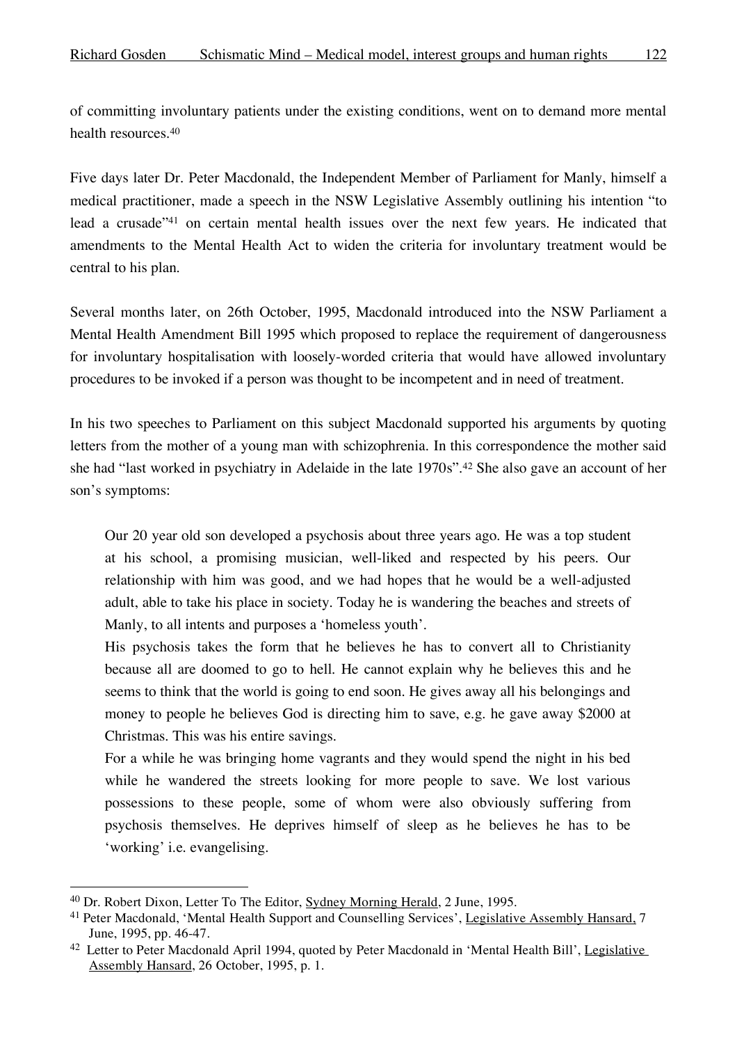of committing involuntary patients under the existing conditions, went on to demand more mental health resources.[40]

Five days later Dr. Peter Macdonald, the Independent Member of Parliament for Manly, himself a medical practitioner, made a speech in the NSW Legislative Assembly outlining his intention "to lead a crusade"[41] on certain mental health issues over the next few years. He indicated that amendments to the Mental Health Act to widen the criteria for involuntary treatment would be central to his plan.

Several months later, on 26th October, 1995, Macdonald introduced into the NSW Parliament a Mental Health Amendment Bill 1995 which proposed to replace the requirement of dangerousness for involuntary hospitalisation with loosely-worded criteria that would have allowed involuntary procedures to be invoked if a person was thought to be incompetent and in need of treatment.

In his two speeches to Parliament on this subject Macdonald supported his arguments by quoting letters from the mother of a young man with schizophrenia. In this correspondence the mother said she had "last worked in psychiatry in Adelaide in the late 1970s".[42] She also gave an account of her son's symptoms:

> Our 20 year old son developed a psychosis about three years ago. He was a top student at his school, a promising musician, well-liked and respected by his peers. Our relationship with him was good, and we had hopes that he would be a well-adjusted adult, able to take his place in society. Today he is wandering the beaches and streets of Manly, to all intents and purposes a 'homeless youth'.
>
> His psychosis takes the form that he believes he has to convert all to Christianity because all are doomed to go to hell. He cannot explain why he believes this and he seems to think that the world is going to end soon. He gives away all his belongings and money to people he believes God is directing him to save, e.g. he gave away $2000 at Christmas. This was his entire savings.
>
> For a while he was bringing home vagrants and they would spend the night in his bed while he wandered the streets looking for more people to save. We lost various possessions to these people, some of whom were also obviously suffering from psychosis themselves. He deprives himself of sleep as he believes he has to be 'working' i.e. evangelising.

---

[40] Dr. Robert Dixon, Letter To The Editor, Sydney Morning Herald, 2 June, 1995.

[41] Peter Macdonald, 'Mental Health Support and Counselling Services', Legislative Assembly Hansard, 7 June, 1995, pp. 46-47.

[42] Letter to Peter Macdonald April 1994, quoted by Peter Macdonald in 'Mental Health Bill', Legislative Assembly Hansard, 26 October, 1995, p. 1.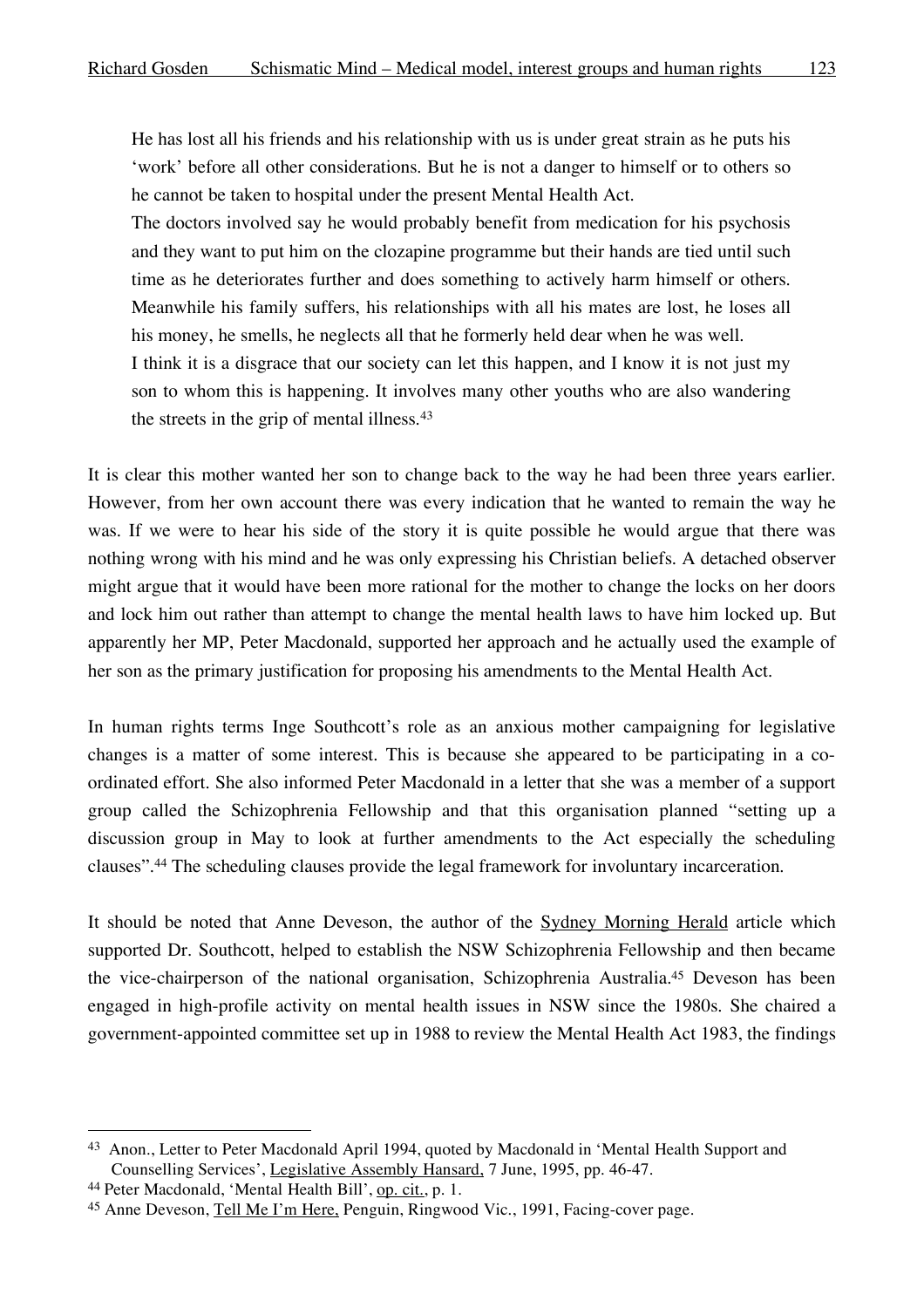> He has lost all his friends and his relationship with us is under great strain as he puts his 'work' before all other considerations. But he is not a danger to himself or to others so he cannot be taken to hospital under the present Mental Health Act.
>
> The doctors involved say he would probably benefit from medication for his psychosis and they want to put him on the clozapine programme but their hands are tied until such time as he deteriorates further and does something to actively harm himself or others. Meanwhile his family suffers, his relationships with all his mates are lost, he loses all his money, he smells, he neglects all that he formerly held dear when he was well.
>
> I think it is a disgrace that our society can let this happen, and I know it is not just my son to whom this is happening. It involves many other youths who are also wandering the streets in the grip of mental illness.[43]

It is clear this mother wanted her son to change back to the way he had been three years earlier. However, from her own account there was every indication that he wanted to remain the way he was. If we were to hear his side of the story it is quite possible he would argue that there was nothing wrong with his mind and he was only expressing his Christian beliefs. A detached observer might argue that it would have been more rational for the mother to change the locks on her doors and lock him out rather than attempt to change the mental health laws to have him locked up. But apparently her MP, Peter Macdonald, supported her approach and he actually used the example of her son as the primary justification for proposing his amendments to the Mental Health Act.

In human rights terms Inge Southcott's role as an anxious mother campaigning for legislative changes is a matter of some interest. This is because she appeared to be participating in a co-ordinated effort. She also informed Peter Macdonald in a letter that she was a member of a support group called the Schizophrenia Fellowship and that this organisation planned "setting up a discussion group in May to look at further amendments to the Act especially the scheduling clauses".[44] The scheduling clauses provide the legal framework for involuntary incarceration.

It should be noted that Anne Deveson, the author of the Sydney Morning Herald article which supported Dr. Southcott, helped to establish the NSW Schizophrenia Fellowship and then became the vice-chairperson of the national organisation, Schizophrenia Australia.[45] Deveson has been engaged in high-profile activity on mental health issues in NSW since the 1980s. She chaired a government-appointed committee set up in 1988 to review the Mental Health Act 1983, the findings

---

[43] Anon., Letter to Peter Macdonald April 1994, quoted by Macdonald in 'Mental Health Support and Counselling Services', Legislative Assembly Hansard, 7 June, 1995, pp. 46-47.

[44] Peter Macdonald, 'Mental Health Bill', op. cit., p. 1.

[45] Anne Deveson, Tell Me I'm Here, Penguin, Ringwood Vic., 1991, Facing-cover page.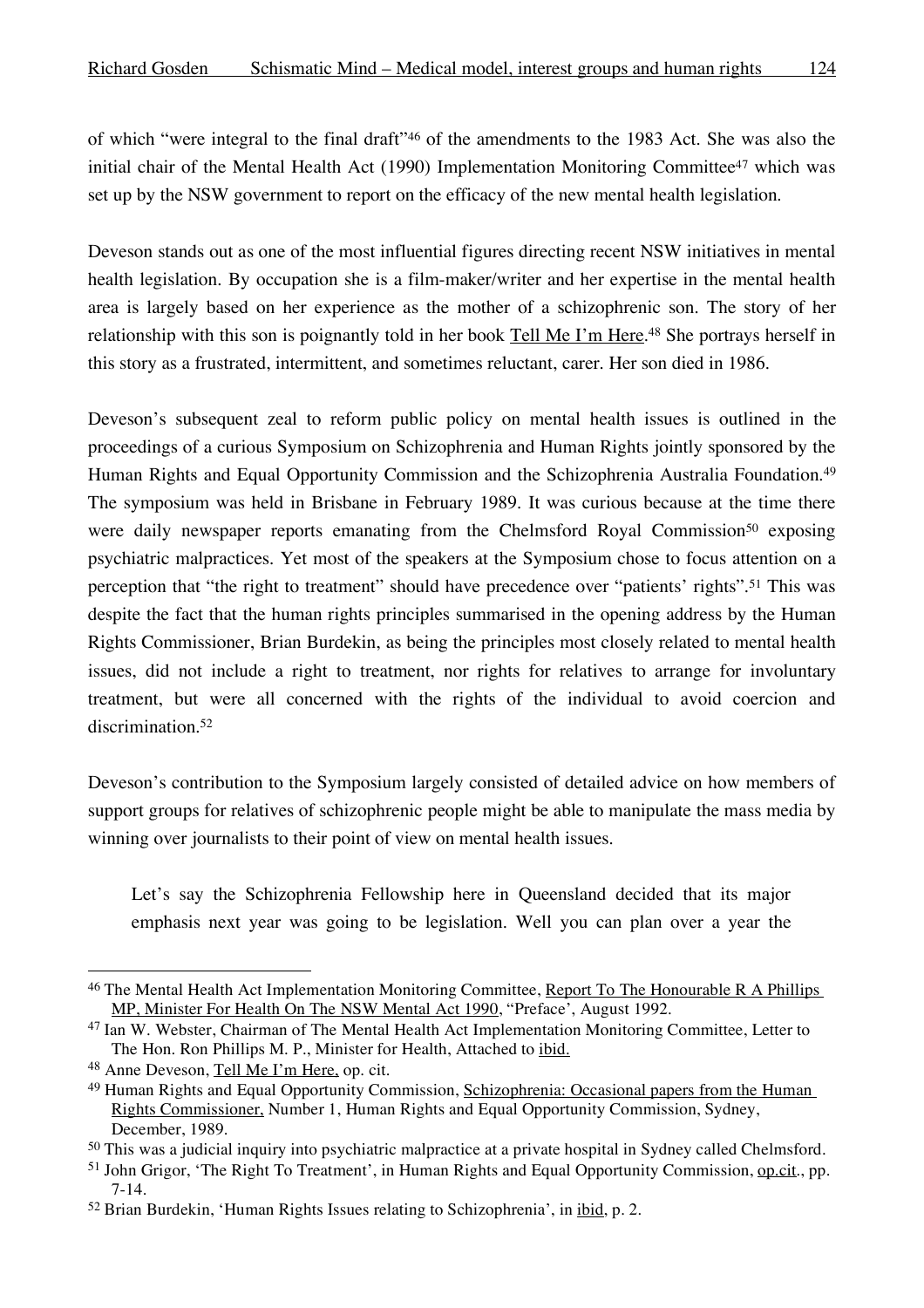of which "were integral to the final draft"[46] of the amendments to the 1983 Act. She was also the initial chair of the Mental Health Act (1990) Implementation Monitoring Committee[47] which was set up by the NSW government to report on the efficacy of the new mental health legislation.

Deveson stands out as one of the most influential figures directing recent NSW initiatives in mental health legislation. By occupation she is a film-maker/writer and her expertise in the mental health area is largely based on her experience as the mother of a schizophrenic son. The story of her relationship with this son is poignantly told in her book Tell Me I'm Here.[48] She portrays herself in this story as a frustrated, intermittent, and sometimes reluctant, carer. Her son died in 1986.

Deveson's subsequent zeal to reform public policy on mental health issues is outlined in the proceedings of a curious Symposium on Schizophrenia and Human Rights jointly sponsored by the Human Rights and Equal Opportunity Commission and the Schizophrenia Australia Foundation.[49] The symposium was held in Brisbane in February 1989. It was curious because at the time there were daily newspaper reports emanating from the Chelmsford Royal Commission[50] exposing psychiatric malpractices. Yet most of the speakers at the Symposium chose to focus attention on a perception that "the right to treatment" should have precedence over "patients' rights".[51] This was despite the fact that the human rights principles summarised in the opening address by the Human Rights Commissioner, Brian Burdekin, as being the principles most closely related to mental health issues, did not include a right to treatment, nor rights for relatives to arrange for involuntary treatment, but were all concerned with the rights of the individual to avoid coercion and discrimination.[52]

Deveson's contribution to the Symposium largely consisted of detailed advice on how members of support groups for relatives of schizophrenic people might be able to manipulate the mass media by winning over journalists to their point of view on mental health issues.

> Let's say the Schizophrenia Fellowship here in Queensland decided that its major emphasis next year was going to be legislation. Well you can plan over a year the

---

[46] The Mental Health Act Implementation Monitoring Committee, Report To The Honourable R A Phillips MP, Minister For Health On The NSW Mental Act 1990, "Preface', August 1992.

[47] Ian W. Webster, Chairman of The Mental Health Act Implementation Monitoring Committee, Letter to The Hon. Ron Phillips M. P., Minister for Health, Attached to ibid.

[48] Anne Deveson, Tell Me I'm Here, op. cit.

[49] Human Rights and Equal Opportunity Commission, Schizophrenia: Occasional papers from the Human Rights Commissioner, Number 1, Human Rights and Equal Opportunity Commission, Sydney, December, 1989.

[50] This was a judicial inquiry into psychiatric malpractice at a private hospital in Sydney called Chelmsford.

[51] John Grigor, 'The Right To Treatment', in Human Rights and Equal Opportunity Commission, op.cit., pp. 7-14.

[52] Brian Burdekin, 'Human Rights Issues relating to Schizophrenia', in ibid, p. 2.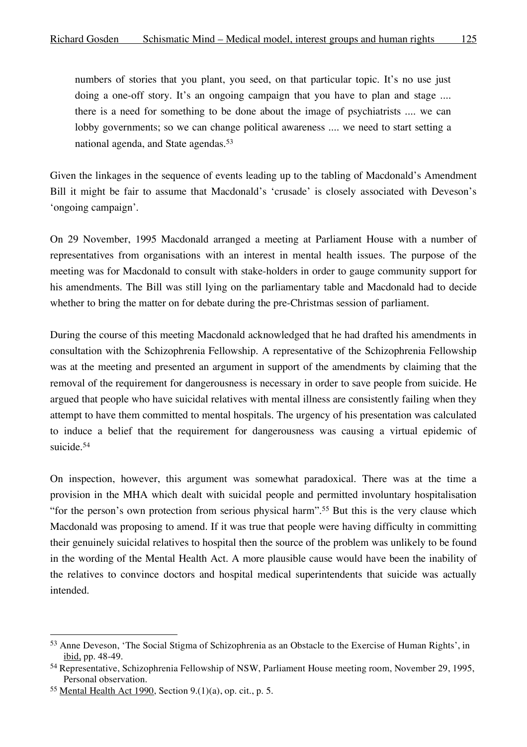> numbers of stories that you plant, you seed, on that particular topic. It's no use just doing a one-off story. It's an ongoing campaign that you have to plan and stage .... there is a need for something to be done about the image of psychiatrists .... we can lobby governments; so we can change political awareness .... we need to start setting a national agenda, and State agendas.[53]

Given the linkages in the sequence of events leading up to the tabling of Macdonald's Amendment Bill it might be fair to assume that Macdonald's 'crusade' is closely associated with Deveson's 'ongoing campaign'.

On 29 November, 1995 Macdonald arranged a meeting at Parliament House with a number of representatives from organisations with an interest in mental health issues. The purpose of the meeting was for Macdonald to consult with stake-holders in order to gauge community support for his amendments. The Bill was still lying on the parliamentary table and Macdonald had to decide whether to bring the matter on for debate during the pre-Christmas session of parliament.

During the course of this meeting Macdonald acknowledged that he had drafted his amendments in consultation with the Schizophrenia Fellowship. A representative of the Schizophrenia Fellowship was at the meeting and presented an argument in support of the amendments by claiming that the removal of the requirement for dangerousness is necessary in order to save people from suicide. He argued that people who have suicidal relatives with mental illness are consistently failing when they attempt to have them committed to mental hospitals. The urgency of his presentation was calculated to induce a belief that the requirement for dangerousness was causing a virtual epidemic of suicide.[54]

On inspection, however, this argument was somewhat paradoxical. There was at the time a provision in the MHA which dealt with suicidal people and permitted involuntary hospitalisation "for the person's own protection from serious physical harm".[55] But this is the very clause which Macdonald was proposing to amend. If it was true that people were having difficulty in committing their genuinely suicidal relatives to hospital then the source of the problem was unlikely to be found in the wording of the Mental Health Act. A more plausible cause would have been the inability of the relatives to convince doctors and hospital medical superintendents that suicide was actually intended.

---

[53] Anne Deveson, 'The Social Stigma of Schizophrenia as an Obstacle to the Exercise of Human Rights', in ibid, pp. 48-49.

[54] Representative, Schizophrenia Fellowship of NSW, Parliament House meeting room, November 29, 1995, Personal observation.

[55] Mental Health Act 1990, Section 9.(1)(a), op. cit., p. 5.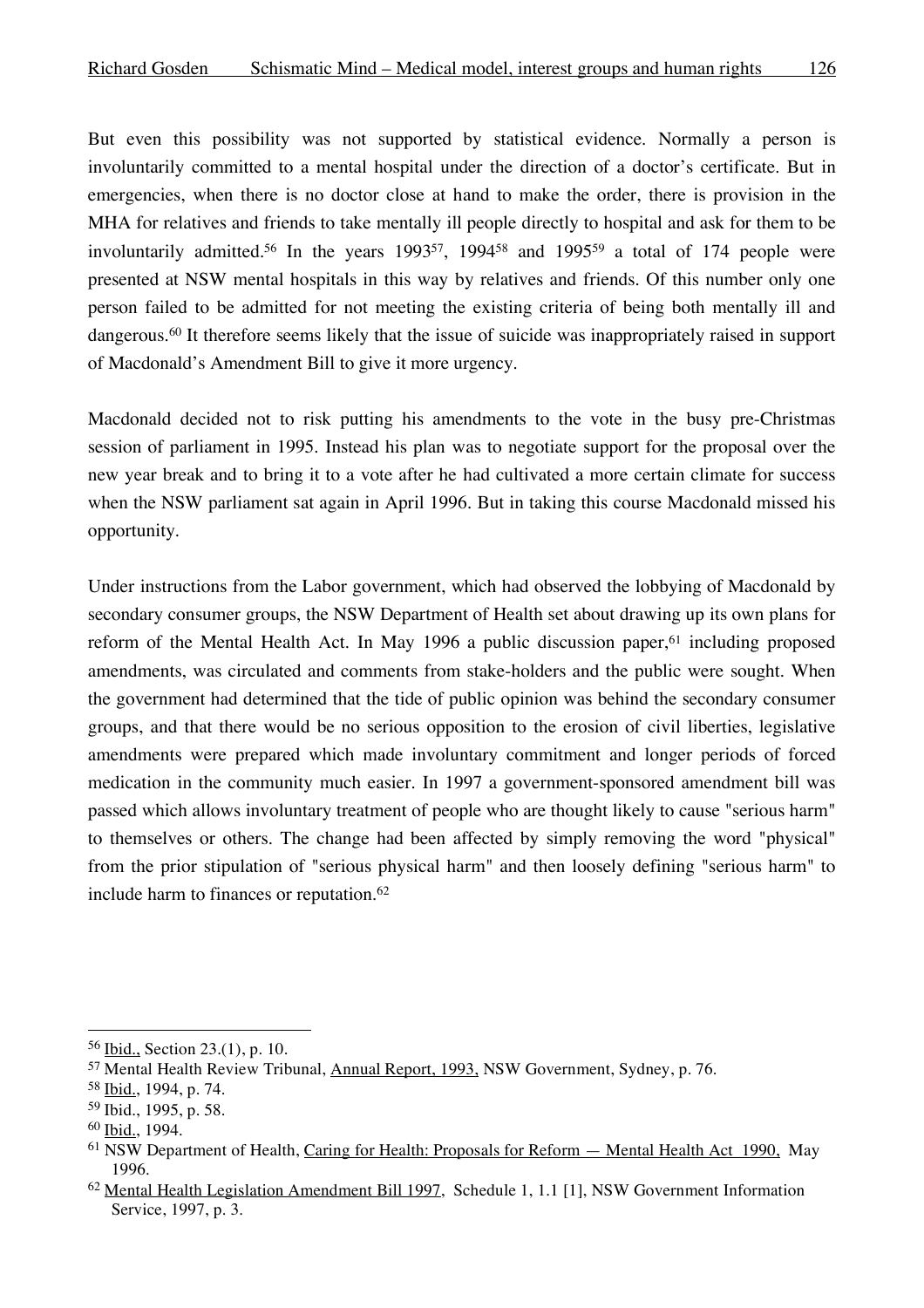But even this possibility was not supported by statistical evidence. Normally a person is involuntarily committed to a mental hospital under the direction of a doctor's certificate. But in emergencies, when there is no doctor close at hand to make the order, there is provision in the MHA for relatives and friends to take mentally ill people directly to hospital and ask for them to be involuntarily admitted.[56] In the years 1993[57], 1994[58] and 1995[59] a total of 174 people were presented at NSW mental hospitals in this way by relatives and friends. Of this number only one person failed to be admitted for not meeting the existing criteria of being both mentally ill and dangerous.[60] It therefore seems likely that the issue of suicide was inappropriately raised in support of Macdonald's Amendment Bill to give it more urgency.

Macdonald decided not to risk putting his amendments to the vote in the busy pre-Christmas session of parliament in 1995. Instead his plan was to negotiate support for the proposal over the new year break and to bring it to a vote after he had cultivated a more certain climate for success when the NSW parliament sat again in April 1996. But in taking this course Macdonald missed his opportunity.

Under instructions from the Labor government, which had observed the lobbying of Macdonald by secondary consumer groups, the NSW Department of Health set about drawing up its own plans for reform of the Mental Health Act. In May 1996 a public discussion paper,[61] including proposed amendments, was circulated and comments from stake-holders and the public were sought. When the government had determined that the tide of public opinion was behind the secondary consumer groups, and that there would be no serious opposition to the erosion of civil liberties, legislative amendments were prepared which made involuntary commitment and longer periods of forced medication in the community much easier. In 1997 a government-sponsored amendment bill was passed which allows involuntary treatment of people who are thought likely to cause "serious harm" to themselves or others. The change had been affected by simply removing the word "physical" from the prior stipulation of "serious physical harm" and then loosely defining "serious harm" to include harm to finances or reputation.[62]

---

[56] Ibid., Section 23.(1), p. 10.

[57] Mental Health Review Tribunal, Annual Report, 1993, NSW Government, Sydney, p. 76.

[58] Ibid., 1994, p. 74.

[59] Ibid., 1995, p. 58.

[60] Ibid., 1994.

[61] NSW Department of Health, Caring for Health: Proposals for Reform — Mental Health Act 1990, May 1996.

[62] Mental Health Legislation Amendment Bill 1997, Schedule 1, 1.1 [1], NSW Government Information Service, 1997, p. 3.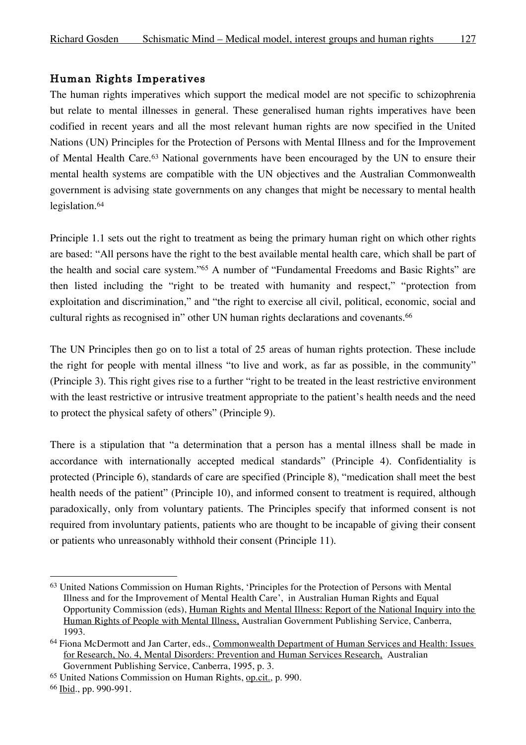## Human Rights Imperatives

The human rights imperatives which support the medical model are not specific to schizophrenia but relate to mental illnesses in general. These generalised human rights imperatives have been codified in recent years and all the most relevant human rights are now specified in the United Nations (UN) Principles for the Protection of Persons with Mental Illness and for the Improvement of Mental Health Care.[63] National governments have been encouraged by the UN to ensure their mental health systems are compatible with the UN objectives and the Australian Commonwealth government is advising state governments on any changes that might be necessary to mental health legislation.[64]

Principle 1.1 sets out the right to treatment as being the primary human right on which other rights are based: "All persons have the right to the best available mental health care, which shall be part of the health and social care system."[65] A number of "Fundamental Freedoms and Basic Rights" are then listed including the "right to be treated with humanity and respect," "protection from exploitation and discrimination," and "the right to exercise all civil, political, economic, social and cultural rights as recognised in" other UN human rights declarations and covenants.[66]

The UN Principles then go on to list a total of 25 areas of human rights protection. These include the right for people with mental illness "to live and work, as far as possible, in the community" (Principle 3). This right gives rise to a further "right to be treated in the least restrictive environment with the least restrictive or intrusive treatment appropriate to the patient's health needs and the need to protect the physical safety of others" (Principle 9).

There is a stipulation that "a determination that a person has a mental illness shall be made in accordance with internationally accepted medical standards" (Principle 4). Confidentiality is protected (Principle 6), standards of care are specified (Principle 8), "medication shall meet the best health needs of the patient" (Principle 10), and informed consent to treatment is required, although paradoxically, only from voluntary patients. The Principles specify that informed consent is not required from involuntary patients, patients who are thought to be incapable of giving their consent or patients who unreasonably withhold their consent (Principle 11).

---

[63] United Nations Commission on Human Rights, 'Principles for the Protection of Persons with Mental Illness and for the Improvement of Mental Health Care', in Australian Human Rights and Equal Opportunity Commission (eds), Human Rights and Mental Illness: Report of the National Inquiry into the Human Rights of People with Mental Illness, Australian Government Publishing Service, Canberra, 1993.

[64] Fiona McDermott and Jan Carter, eds., Commonwealth Department of Human Services and Health: Issues for Research, No. 4, Mental Disorders: Prevention and Human Services Research, Australian Government Publishing Service, Canberra, 1995, p. 3.

[65] United Nations Commission on Human Rights, op.cit., p. 990.

[66] Ibid., pp. 990-991.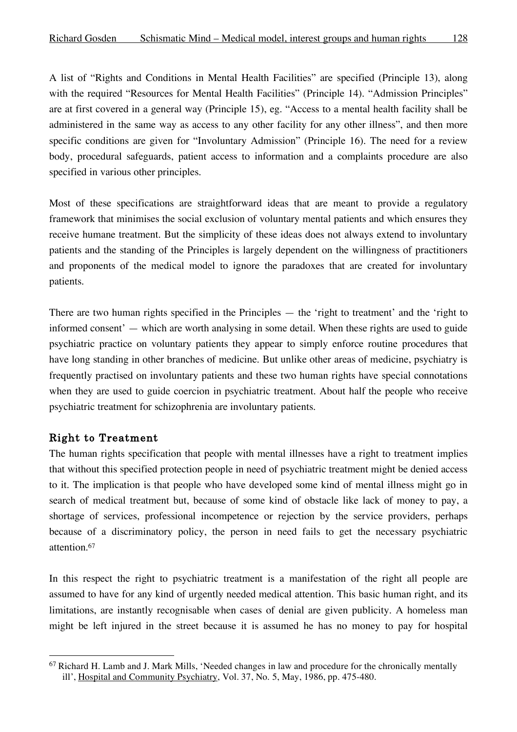A list of "Rights and Conditions in Mental Health Facilities" are specified (Principle 13), along with the required "Resources for Mental Health Facilities" (Principle 14). "Admission Principles" are at first covered in a general way (Principle 15), eg. "Access to a mental health facility shall be administered in the same way as access to any other facility for any other illness", and then more specific conditions are given for "Involuntary Admission" (Principle 16). The need for a review body, procedural safeguards, patient access to information and a complaints procedure are also specified in various other principles.

Most of these specifications are straightforward ideas that are meant to provide a regulatory framework that minimises the social exclusion of voluntary mental patients and which ensures they receive humane treatment. But the simplicity of these ideas does not always extend to involuntary patients and the standing of the Principles is largely dependent on the willingness of practitioners and proponents of the medical model to ignore the paradoxes that are created for involuntary patients.

There are two human rights specified in the Principles — the 'right to treatment' and the 'right to informed consent' — which are worth analysing in some detail. When these rights are used to guide psychiatric practice on voluntary patients they appear to simply enforce routine procedures that have long standing in other branches of medicine. But unlike other areas of medicine, psychiatry is frequently practised on involuntary patients and these two human rights have special connotations when they are used to guide coercion in psychiatric treatment. About half the people who receive psychiatric treatment for schizophrenia are involuntary patients.

## Right to Treatment

The human rights specification that people with mental illnesses have a right to treatment implies that without this specified protection people in need of psychiatric treatment might be denied access to it. The implication is that people who have developed some kind of mental illness might go in search of medical treatment but, because of some kind of obstacle like lack of money to pay, a shortage of services, professional incompetence or rejection by the service providers, perhaps because of a discriminatory policy, the person in need fails to get the necessary psychiatric attention.[67]

In this respect the right to psychiatric treatment is a manifestation of the right all people are assumed to have for any kind of urgently needed medical attention. This basic human right, and its limitations, are instantly recognisable when cases of denial are given publicity. A homeless man might be left injured in the street because it is assumed he has no money to pay for hospital

---

[67] Richard H. Lamb and J. Mark Mills, 'Needed changes in law and procedure for the chronically mentally ill', Hospital and Community Psychiatry, Vol. 37, No. 5, May, 1986, pp. 475-480.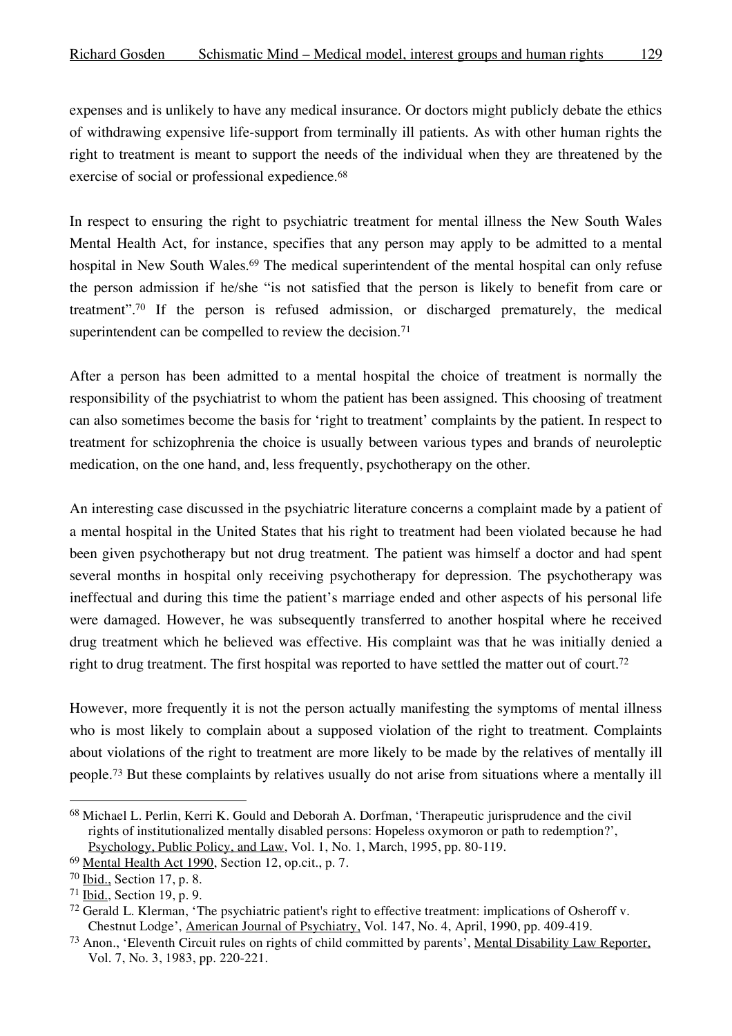expenses and is unlikely to have any medical insurance. Or doctors might publicly debate the ethics of withdrawing expensive life-support from terminally ill patients. As with other human rights the right to treatment is meant to support the needs of the individual when they are threatened by the exercise of social or professional expedience.[68]

In respect to ensuring the right to psychiatric treatment for mental illness the New South Wales Mental Health Act, for instance, specifies that any person may apply to be admitted to a mental hospital in New South Wales.[69] The medical superintendent of the mental hospital can only refuse the person admission if he/she "is not satisfied that the person is likely to benefit from care or treatment".[70] If the person is refused admission, or discharged prematurely, the medical superintendent can be compelled to review the decision.[71]

After a person has been admitted to a mental hospital the choice of treatment is normally the responsibility of the psychiatrist to whom the patient has been assigned. This choosing of treatment can also sometimes become the basis for 'right to treatment' complaints by the patient. In respect to treatment for schizophrenia the choice is usually between various types and brands of neuroleptic medication, on the one hand, and, less frequently, psychotherapy on the other.

An interesting case discussed in the psychiatric literature concerns a complaint made by a patient of a mental hospital in the United States that his right to treatment had been violated because he had been given psychotherapy but not drug treatment. The patient was himself a doctor and had spent several months in hospital only receiving psychotherapy for depression. The psychotherapy was ineffectual and during this time the patient's marriage ended and other aspects of his personal life were damaged. However, he was subsequently transferred to another hospital where he received drug treatment which he believed was effective. His complaint was that he was initially denied a right to drug treatment. The first hospital was reported to have settled the matter out of court.[72]

However, more frequently it is not the person actually manifesting the symptoms of mental illness who is most likely to complain about a supposed violation of the right to treatment. Complaints about violations of the right to treatment are more likely to be made by the relatives of mentally ill people.[73] But these complaints by relatives usually do not arise from situations where a mentally ill

---

[68] Michael L. Perlin, Kerri K. Gould and Deborah A. Dorfman, 'Therapeutic jurisprudence and the civil rights of institutionalized mentally disabled persons: Hopeless oxymoron or path to redemption?', Psychology, Public Policy, and Law, Vol. 1, No. 1, March, 1995, pp. 80-119.

[69] Mental Health Act 1990, Section 12, op.cit., p. 7.

[70] Ibid., Section 17, p. 8.

[71] Ibid., Section 19, p. 9.

[72] Gerald L. Klerman, 'The psychiatric patient's right to effective treatment: implications of Osheroff v. Chestnut Lodge', American Journal of Psychiatry, Vol. 147, No. 4, April, 1990, pp. 409-419.

[73] Anon., 'Eleventh Circuit rules on rights of child committed by parents', Mental Disability Law Reporter, Vol. 7, No. 3, 1983, pp. 220-221.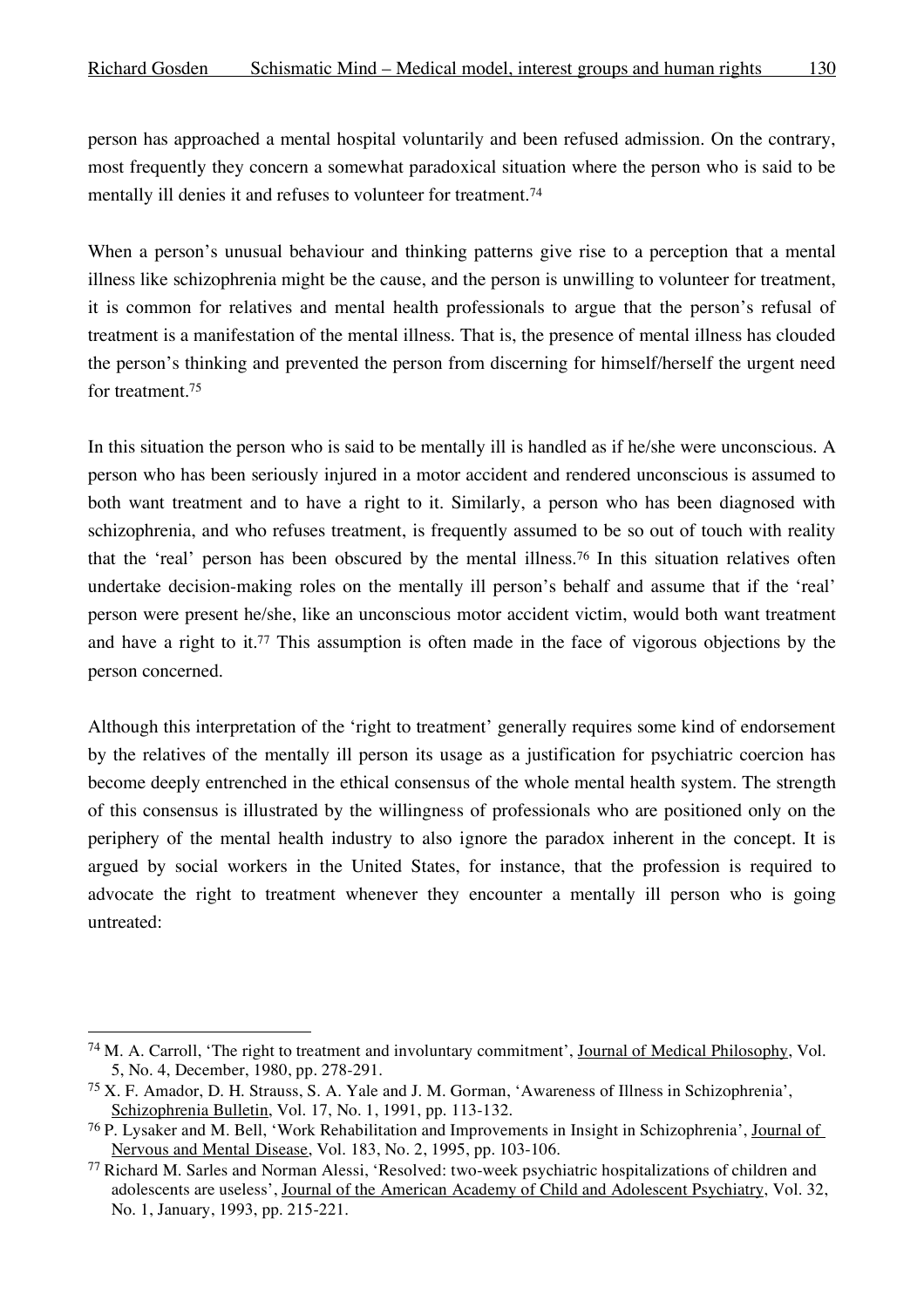person has approached a mental hospital voluntarily and been refused admission. On the contrary, most frequently they concern a somewhat paradoxical situation where the person who is said to be mentally ill denies it and refuses to volunteer for treatment.[74]

When a person's unusual behaviour and thinking patterns give rise to a perception that a mental illness like schizophrenia might be the cause, and the person is unwilling to volunteer for treatment, it is common for relatives and mental health professionals to argue that the person's refusal of treatment is a manifestation of the mental illness. That is, the presence of mental illness has clouded the person's thinking and prevented the person from discerning for himself/herself the urgent need for treatment.[75]

In this situation the person who is said to be mentally ill is handled as if he/she were unconscious. A person who has been seriously injured in a motor accident and rendered unconscious is assumed to both want treatment and to have a right to it. Similarly, a person who has been diagnosed with schizophrenia, and who refuses treatment, is frequently assumed to be so out of touch with reality that the 'real' person has been obscured by the mental illness.[76] In this situation relatives often undertake decision-making roles on the mentally ill person's behalf and assume that if the 'real' person were present he/she, like an unconscious motor accident victim, would both want treatment and have a right to it.[77] This assumption is often made in the face of vigorous objections by the person concerned.

Although this interpretation of the 'right to treatment' generally requires some kind of endorsement by the relatives of the mentally ill person its usage as a justification for psychiatric coercion has become deeply entrenched in the ethical consensus of the whole mental health system. The strength of this consensus is illustrated by the willingness of professionals who are positioned only on the periphery of the mental health industry to also ignore the paradox inherent in the concept. It is argued by social workers in the United States, for instance, that the profession is required to advocate the right to treatment whenever they encounter a mentally ill person who is going untreated:

---

[74] M. A. Carroll, 'The right to treatment and involuntary commitment', Journal of Medical Philosophy, Vol. 5, No. 4, December, 1980, pp. 278-291.

[75] X. F. Amador, D. H. Strauss, S. A. Yale and J. M. Gorman, 'Awareness of Illness in Schizophrenia', Schizophrenia Bulletin, Vol. 17, No. 1, 1991, pp. 113-132.

[76] P. Lysaker and M. Bell, 'Work Rehabilitation and Improvements in Insight in Schizophrenia', Journal of Nervous and Mental Disease, Vol. 183, No. 2, 1995, pp. 103-106.

[77] Richard M. Sarles and Norman Alessi, 'Resolved: two-week psychiatric hospitalizations of children and adolescents are useless', Journal of the American Academy of Child and Adolescent Psychiatry, Vol. 32, No. 1, January, 1993, pp. 215-221.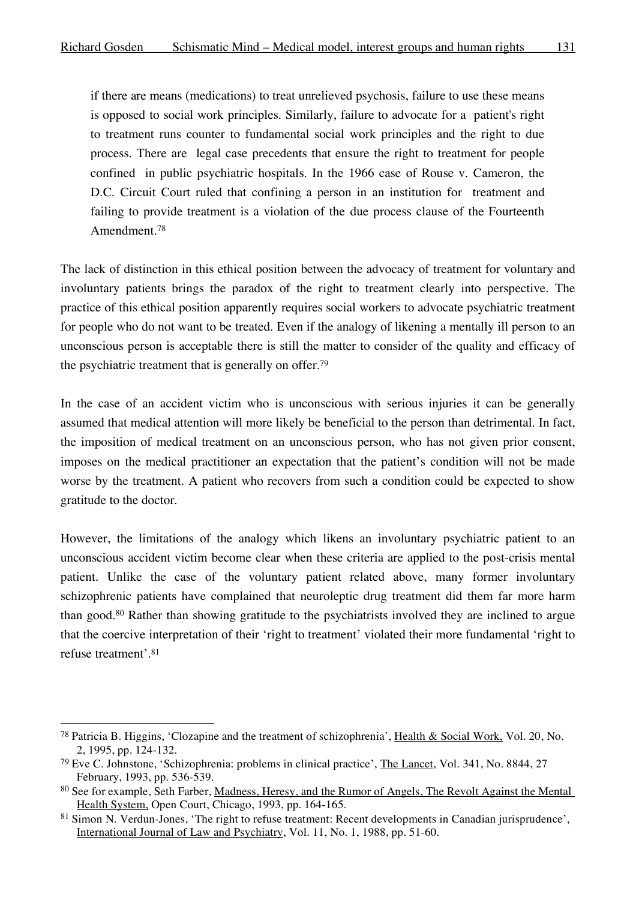> if there are means (medications) to treat unrelieved psychosis, failure to use these means is opposed to social work principles. Similarly, failure to advocate for a patient's right to treatment runs counter to fundamental social work principles and the right to due process. There are legal case precedents that ensure the right to treatment for people confined in public psychiatric hospitals. In the 1966 case of Rouse v. Cameron, the D.C. Circuit Court ruled that confining a person in an institution for treatment and failing to provide treatment is a violation of the due process clause of the Fourteenth Amendment.[78]

The lack of distinction in this ethical position between the advocacy of treatment for voluntary and involuntary patients brings the paradox of the right to treatment clearly into perspective. The practice of this ethical position apparently requires social workers to advocate psychiatric treatment for people who do not want to be treated. Even if the analogy of likening a mentally ill person to an unconscious person is acceptable there is still the matter to consider of the quality and efficacy of the psychiatric treatment that is generally on offer.[79]

In the case of an accident victim who is unconscious with serious injuries it can be generally assumed that medical attention will more likely be beneficial to the person than detrimental. In fact, the imposition of medical treatment on an unconscious person, who has not given prior consent, imposes on the medical practitioner an expectation that the patient's condition will not be made worse by the treatment. A patient who recovers from such a condition could be expected to show gratitude to the doctor.

However, the limitations of the analogy which likens an involuntary psychiatric patient to an unconscious accident victim become clear when these criteria are applied to the post-crisis mental patient. Unlike the case of the voluntary patient related above, many former involuntary schizophrenic patients have complained that neuroleptic drug treatment did them far more harm than good.[80] Rather than showing gratitude to the psychiatrists involved they are inclined to argue that the coercive interpretation of their 'right to treatment' violated their more fundamental 'right to refuse treatment'.[81]

---

[78] Patricia B. Higgins, 'Clozapine and the treatment of schizophrenia', Health & Social Work, Vol. 20, No. 2, 1995, pp. 124-132.

[79] Eve C. Johnstone, 'Schizophrenia: problems in clinical practice', The Lancet, Vol. 341, No. 8844, 27 February, 1993, pp. 536-539.

[80] See for example, Seth Farber, Madness, Heresy, and the Rumor of Angels, The Revolt Against the Mental Health System, Open Court, Chicago, 1993, pp. 164-165.

[81] Simon N. Verdun-Jones, 'The right to refuse treatment: Recent developments in Canadian jurisprudence', International Journal of Law and Psychiatry, Vol. 11, No. 1, 1988, pp. 51-60.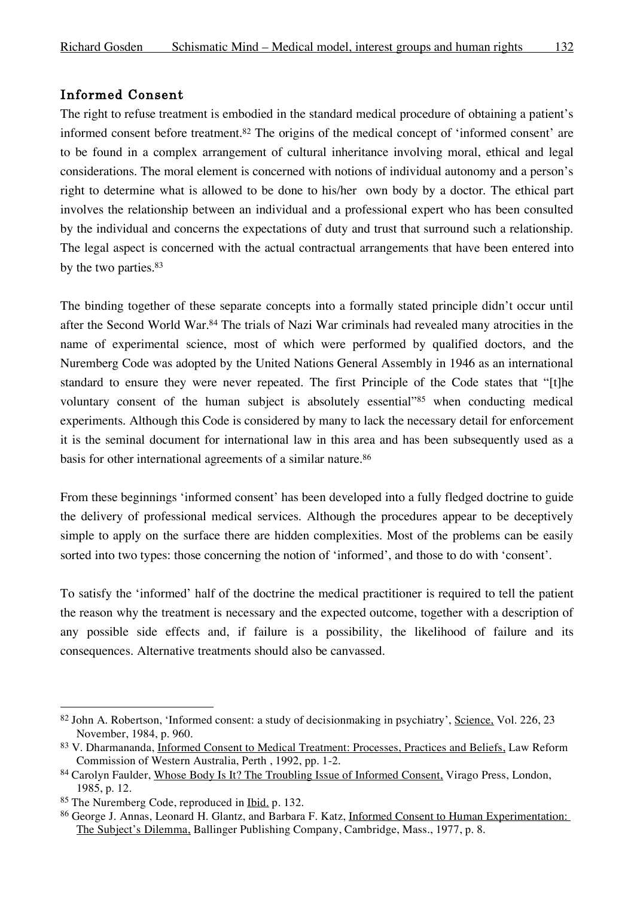## Informed Consent

The right to refuse treatment is embodied in the standard medical procedure of obtaining a patient's informed consent before treatment.[82] The origins of the medical concept of 'informed consent' are to be found in a complex arrangement of cultural inheritance involving moral, ethical and legal considerations. The moral element is concerned with notions of individual autonomy and a person's right to determine what is allowed to be done to his/her own body by a doctor. The ethical part involves the relationship between an individual and a professional expert who has been consulted by the individual and concerns the expectations of duty and trust that surround such a relationship. The legal aspect is concerned with the actual contractual arrangements that have been entered into by the two parties.[83]

The binding together of these separate concepts into a formally stated principle didn't occur until after the Second World War.[84] The trials of Nazi War criminals had revealed many atrocities in the name of experimental science, most of which were performed by qualified doctors, and the Nuremberg Code was adopted by the United Nations General Assembly in 1946 as an international standard to ensure they were never repeated. The first Principle of the Code states that "[t]he voluntary consent of the human subject is absolutely essential"[85] when conducting medical experiments. Although this Code is considered by many to lack the necessary detail for enforcement it is the seminal document for international law in this area and has been subsequently used as a basis for other international agreements of a similar nature.[86]

From these beginnings 'informed consent' has been developed into a fully fledged doctrine to guide the delivery of professional medical services. Although the procedures appear to be deceptively simple to apply on the surface there are hidden complexities. Most of the problems can be easily sorted into two types: those concerning the notion of 'informed', and those to do with 'consent'.

To satisfy the 'informed' half of the doctrine the medical practitioner is required to tell the patient the reason why the treatment is necessary and the expected outcome, together with a description of any possible side effects and, if failure is a possibility, the likelihood of failure and its consequences. Alternative treatments should also be canvassed.

---

[82] John A. Robertson, 'Informed consent: a study of decisionmaking in psychiatry', Science, Vol. 226, 23 November, 1984, p. 960.

[83] V. Dharmananda, Informed Consent to Medical Treatment: Processes, Practices and Beliefs, Law Reform Commission of Western Australia, Perth , 1992, pp. 1-2.

[84] Carolyn Faulder, Whose Body Is It? The Troubling Issue of Informed Consent, Virago Press, London, 1985, p. 12.

[85] The Nuremberg Code, reproduced in Ibid. p. 132.

[86] George J. Annas, Leonard H. Glantz, and Barbara F. Katz, Informed Consent to Human Experimentation: The Subject's Dilemma, Ballinger Publishing Company, Cambridge, Mass., 1977, p. 8.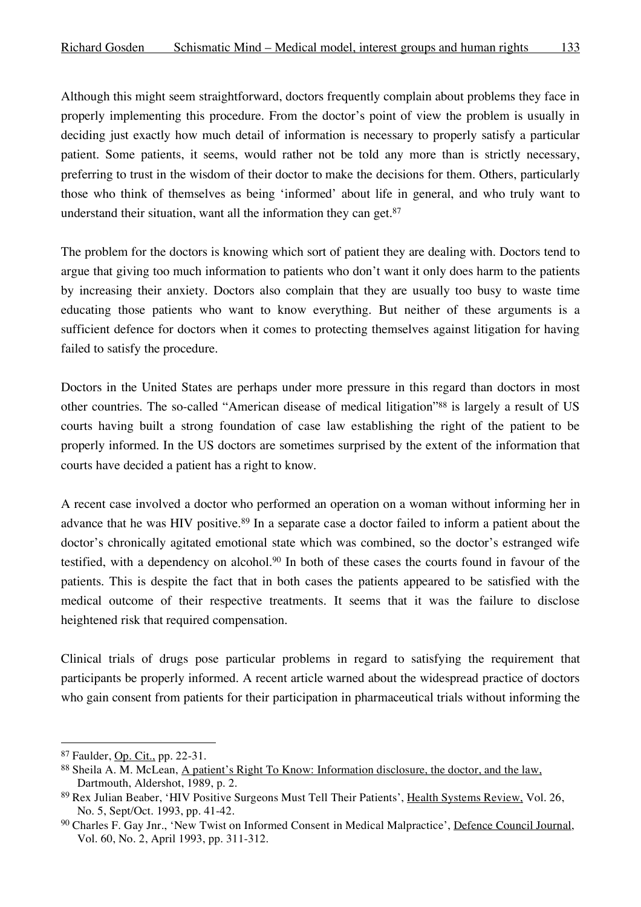Although this might seem straightforward, doctors frequently complain about problems they face in properly implementing this procedure. From the doctor's point of view the problem is usually in deciding just exactly how much detail of information is necessary to properly satisfy a particular patient. Some patients, it seems, would rather not be told any more than is strictly necessary, preferring to trust in the wisdom of their doctor to make the decisions for them. Others, particularly those who think of themselves as being 'informed' about life in general, and who truly want to understand their situation, want all the information they can get.[87]

The problem for the doctors is knowing which sort of patient they are dealing with. Doctors tend to argue that giving too much information to patients who don't want it only does harm to the patients by increasing their anxiety. Doctors also complain that they are usually too busy to waste time educating those patients who want to know everything. But neither of these arguments is a sufficient defence for doctors when it comes to protecting themselves against litigation for having failed to satisfy the procedure.

Doctors in the United States are perhaps under more pressure in this regard than doctors in most other countries. The so-called "American disease of medical litigation"[88] is largely a result of US courts having built a strong foundation of case law establishing the right of the patient to be properly informed. In the US doctors are sometimes surprised by the extent of the information that courts have decided a patient has a right to know.

A recent case involved a doctor who performed an operation on a woman without informing her in advance that he was HIV positive.[89] In a separate case a doctor failed to inform a patient about the doctor's chronically agitated emotional state which was combined, so the doctor's estranged wife testified, with a dependency on alcohol.[90] In both of these cases the courts found in favour of the patients. This is despite the fact that in both cases the patients appeared to be satisfied with the medical outcome of their respective treatments. It seems that it was the failure to disclose heightened risk that required compensation.

Clinical trials of drugs pose particular problems in regard to satisfying the requirement that participants be properly informed. A recent article warned about the widespread practice of doctors who gain consent from patients for their participation in pharmaceutical trials without informing the

---

[87] Faulder, Op. Cit., pp. 22-31.

[88] Sheila A. M. McLean, A patient's Right To Know: Information disclosure, the doctor, and the law, Dartmouth, Aldershot, 1989, p. 2.

[89] Rex Julian Beaber, 'HIV Positive Surgeons Must Tell Their Patients', Health Systems Review, Vol. 26, No. 5, Sept/Oct. 1993, pp. 41-42.

[90] Charles F. Gay Jnr., 'New Twist on Informed Consent in Medical Malpractice', Defence Council Journal, Vol. 60, No. 2, April 1993, pp. 311-312.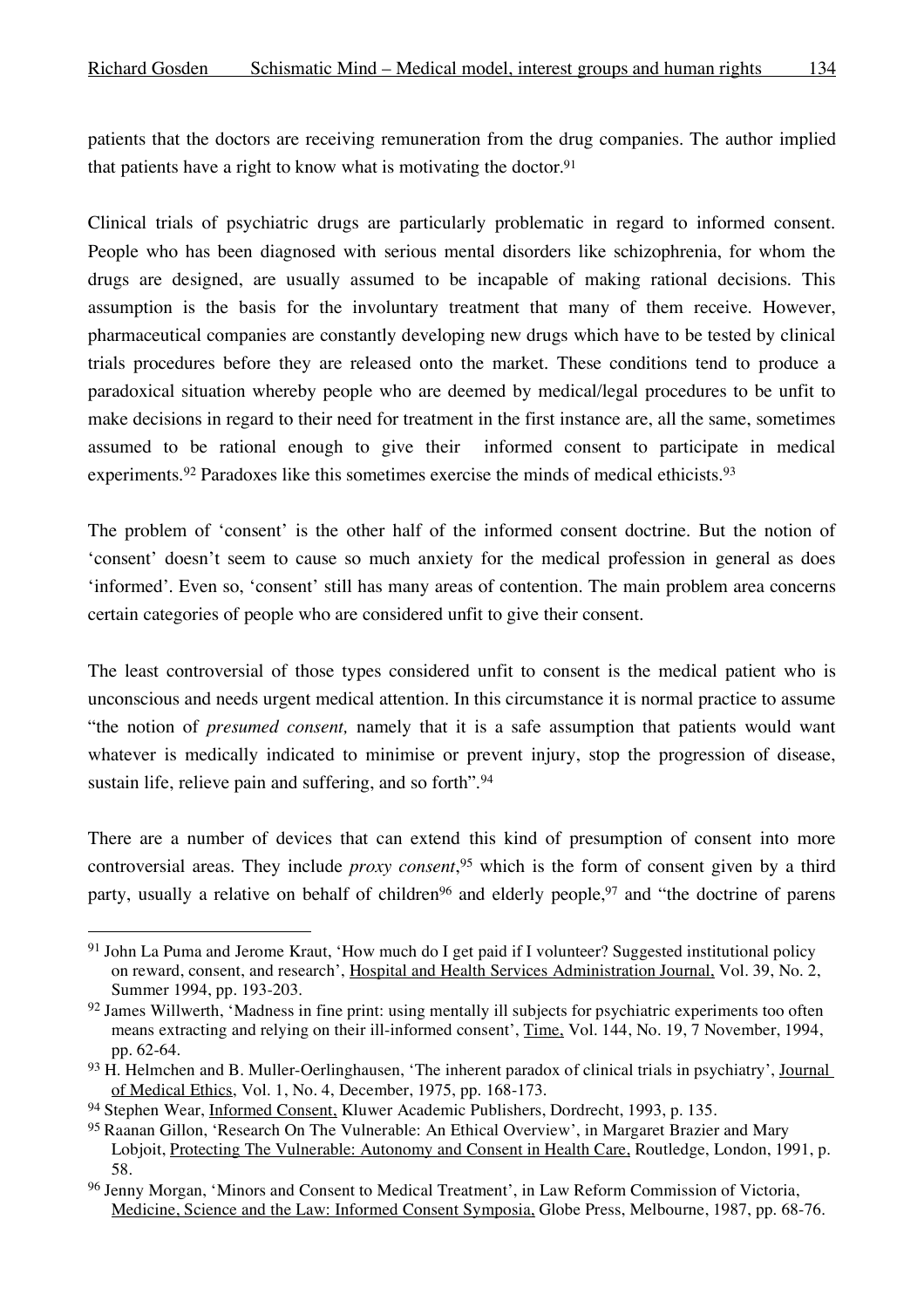patients that the doctors are receiving remuneration from the drug companies. The author implied that patients have a right to know what is motivating the doctor.[91]

Clinical trials of psychiatric drugs are particularly problematic in regard to informed consent. People who has been diagnosed with serious mental disorders like schizophrenia, for whom the drugs are designed, are usually assumed to be incapable of making rational decisions. This assumption is the basis for the involuntary treatment that many of them receive. However, pharmaceutical companies are constantly developing new drugs which have to be tested by clinical trials procedures before they are released onto the market. These conditions tend to produce a paradoxical situation whereby people who are deemed by medical/legal procedures to be unfit to make decisions in regard to their need for treatment in the first instance are, all the same, sometimes assumed to be rational enough to give their informed consent to participate in medical experiments.[92] Paradoxes like this sometimes exercise the minds of medical ethicists.[93]

The problem of 'consent' is the other half of the informed consent doctrine. But the notion of 'consent' doesn't seem to cause so much anxiety for the medical profession in general as does 'informed'. Even so, 'consent' still has many areas of contention. The main problem area concerns certain categories of people who are considered unfit to give their consent.

The least controversial of those types considered unfit to consent is the medical patient who is unconscious and needs urgent medical attention. In this circumstance it is normal practice to assume "the notion of *presumed consent,* namely that it is a safe assumption that patients would want whatever is medically indicated to minimise or prevent injury, stop the progression of disease, sustain life, relieve pain and suffering, and so forth".[94]

There are a number of devices that can extend this kind of presumption of consent into more controversial areas. They include *proxy consent*,[95] which is the form of consent given by a third party, usually a relative on behalf of children[96] and elderly people,[97] and "the doctrine of parens

---

[91] John La Puma and Jerome Kraut, 'How much do I get paid if I volunteer? Suggested institutional policy on reward, consent, and research', Hospital and Health Services Administration Journal, Vol. 39, No. 2, Summer 1994, pp. 193-203.

[92] James Willwerth, 'Madness in fine print: using mentally ill subjects for psychiatric experiments too often means extracting and relying on their ill-informed consent', Time, Vol. 144, No. 19, 7 November, 1994, pp. 62-64.

[93] H. Helmchen and B. Muller-Oerlinghausen, 'The inherent paradox of clinical trials in psychiatry', Journal of Medical Ethics, Vol. 1, No. 4, December, 1975, pp. 168-173.

[94] Stephen Wear, Informed Consent, Kluwer Academic Publishers, Dordrecht, 1993, p. 135.

[95] Raanan Gillon, 'Research On The Vulnerable: An Ethical Overview', in Margaret Brazier and Mary Lobjoit, Protecting The Vulnerable: Autonomy and Consent in Health Care, Routledge, London, 1991, p. 58.

[96] Jenny Morgan, 'Minors and Consent to Medical Treatment', in Law Reform Commission of Victoria, Medicine, Science and the Law: Informed Consent Symposia, Globe Press, Melbourne, 1987, pp. 68-76.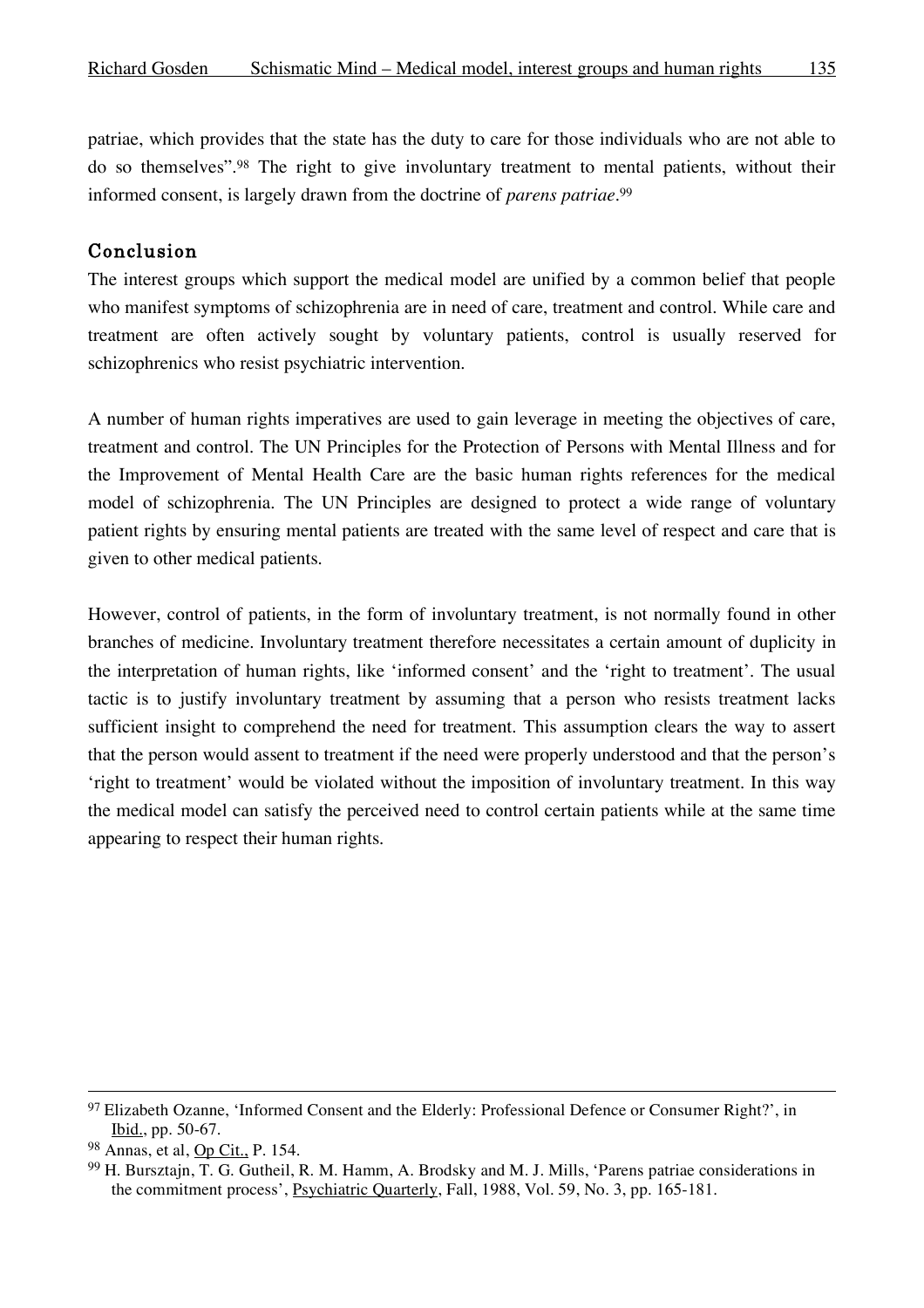patriae, which provides that the state has the duty to care for those individuals who are not able to do so themselves".[98] The right to give involuntary treatment to mental patients, without their informed consent, is largely drawn from the doctrine of *parens patriae*.[99]

## Conclusion

The interest groups which support the medical model are unified by a common belief that people who manifest symptoms of schizophrenia are in need of care, treatment and control. While care and treatment are often actively sought by voluntary patients, control is usually reserved for schizophrenics who resist psychiatric intervention.

A number of human rights imperatives are used to gain leverage in meeting the objectives of care, treatment and control. The UN Principles for the Protection of Persons with Mental Illness and for the Improvement of Mental Health Care are the basic human rights references for the medical model of schizophrenia. The UN Principles are designed to protect a wide range of voluntary patient rights by ensuring mental patients are treated with the same level of respect and care that is given to other medical patients.

However, control of patients, in the form of involuntary treatment, is not normally found in other branches of medicine. Involuntary treatment therefore necessitates a certain amount of duplicity in the interpretation of human rights, like 'informed consent' and the 'right to treatment'. The usual tactic is to justify involuntary treatment by assuming that a person who resists treatment lacks sufficient insight to comprehend the need for treatment. This assumption clears the way to assert that the person would assent to treatment if the need were properly understood and that the person's 'right to treatment' would be violated without the imposition of involuntary treatment. In this way the medical model can satisfy the perceived need to control certain patients while at the same time appearing to respect their human rights.

---

[97] Elizabeth Ozanne, 'Informed Consent and the Elderly: Professional Defence or Consumer Right?', in Ibid., pp. 50-67.

[98] Annas, et al, Op Cit., P. 154.

[99] H. Bursztajn, T. G. Gutheil, R. M. Hamm, A. Brodsky and M. J. Mills, 'Parens patriae considerations in the commitment process', Psychiatric Quarterly, Fall, 1988, Vol. 59, No. 3, pp. 165-181.